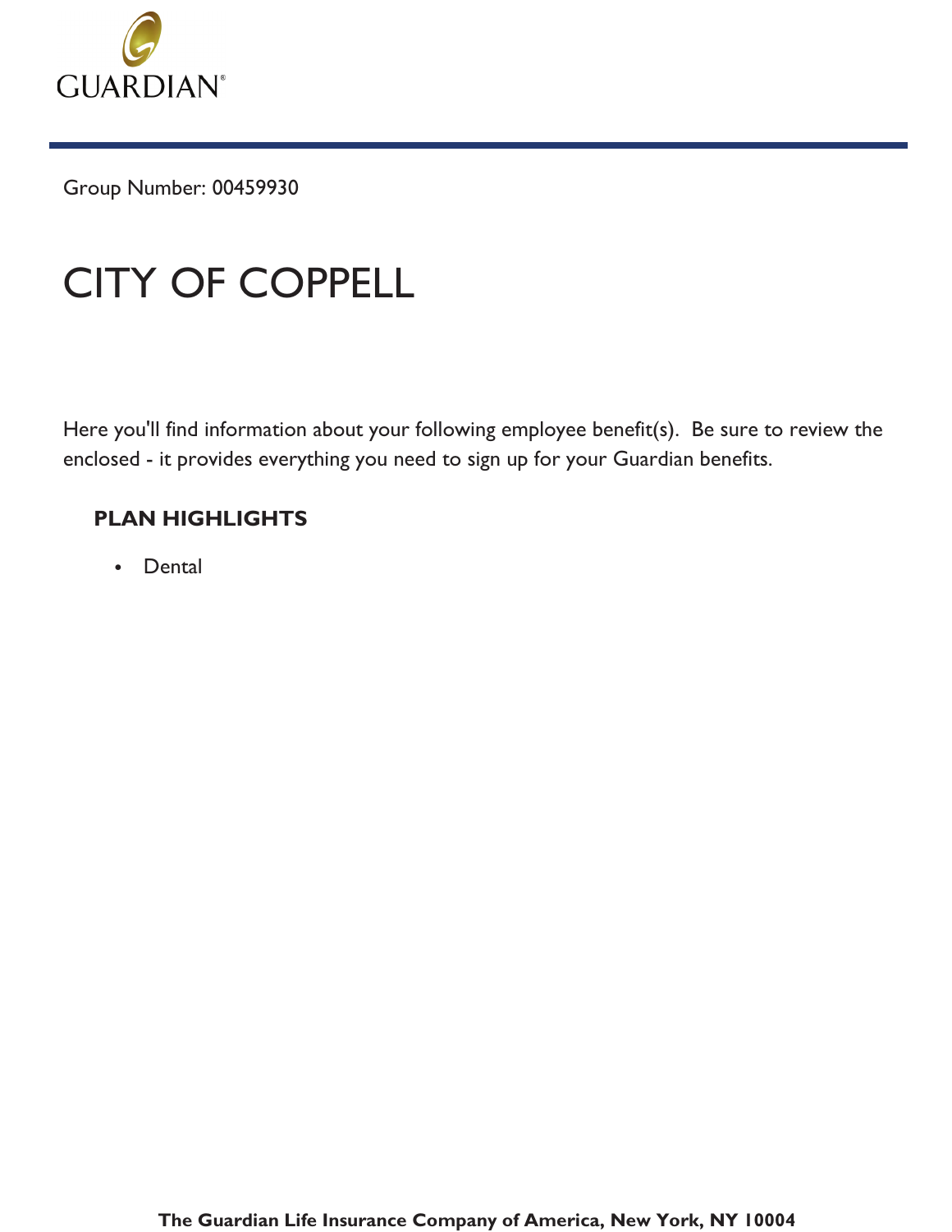GUARDIAN®

Group Number: 00459930

# CITY OF COPPELL

Here you'll find information about your following employee benefit(s). Be sure to review the enclosed - it provides everything you need to sign up for your Guardian benefits.

**PLAN HIGHLIGHTS**

- Dental

**The Guardian Life Insurance Company of America, New York, NY 10004**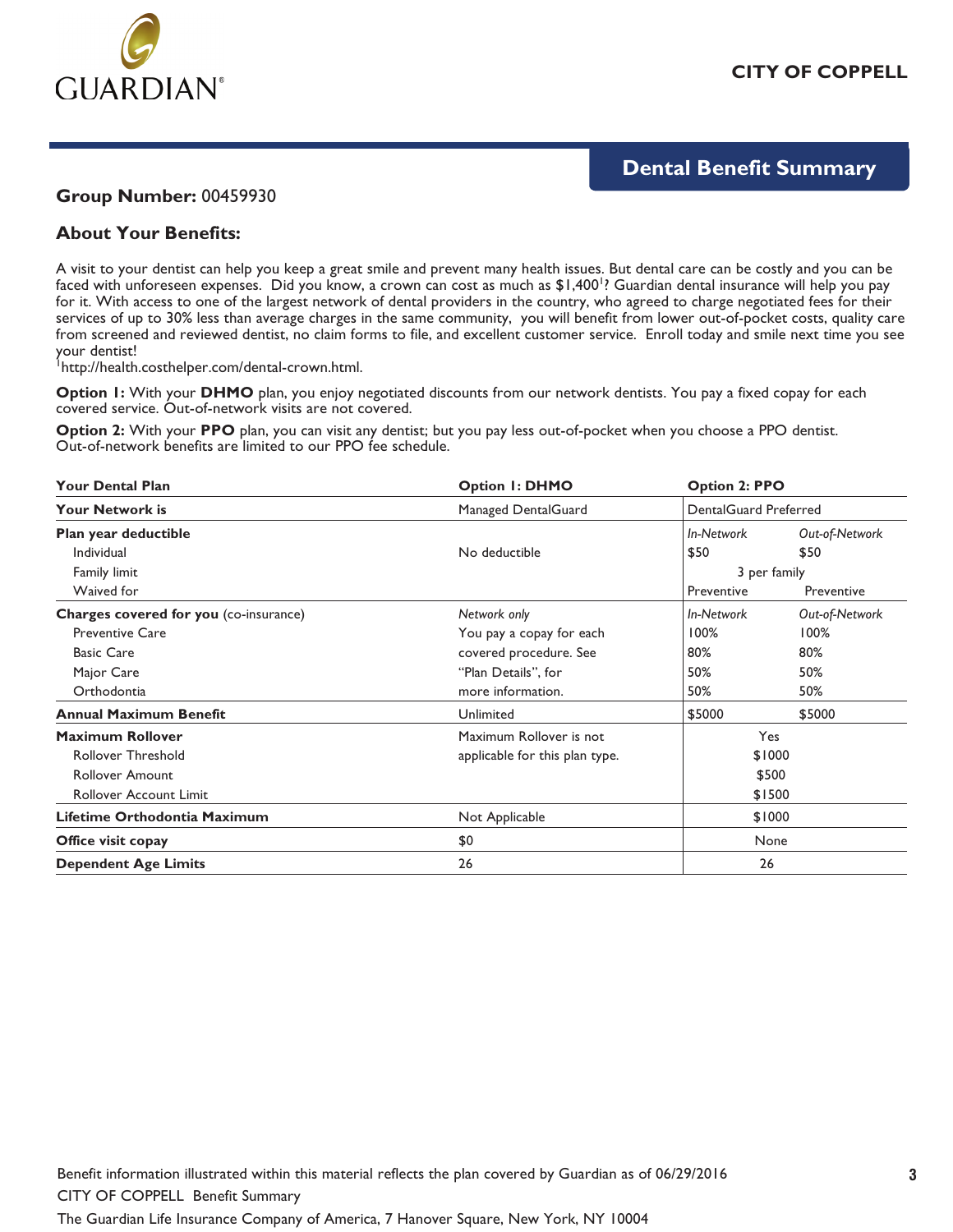GUARDIAN®

CITY OF COPPELL

## Dental Benefit Summary

**Group Number:** 00459930

### About Your Benefits:

A visit to your dentist can help you keep a great smile and prevent many health issues. But dental care can be costly and you can be faced with unforeseen expenses. Did you know, a crown can cost as much as $1,400[1]? Guardian dental insurance will help you pay for it. With access to one of the largest network of dental providers in the country, who agreed to charge negotiated fees for their services of up to 30% less than average charges in the same community, you will benefit from lower out-of-pocket costs, quality care from screened and reviewed dentist, no claim forms to file, and excellent customer service. Enroll today and smile next time you see your dentist!

[1]http://health.costhelper.com/dental-crown.html.

**Option 1:** With your **DHMO** plan, you enjoy negotiated discounts from our network dentists. You pay a fixed copay for each covered service. Out-of-network visits are not covered.

**Option 2:** With your **PPO** plan, you can visit any dentist; but you pay less out-of-pocket when you choose a PPO dentist. Out-of-network benefits are limited to our PPO fee schedule.

| **Your Dental Plan** | **Option 1: DHMO** | **Option 2: PPO** | |
|---|---|---|---|
| **Your Network is** | Managed DentalGuard | DentalGuard Preferred | |
| **Plan year deductible** | | *In-Network* | *Out-of-Network* |
| Individual | No deductible | $50 | $50 |
| Family limit | | 3 per family | |
| Waived for | | Preventive | Preventive |
| **Charges covered for you** (co-insurance) | *Network only* | *In-Network* | *Out-of-Network* |
| Preventive Care | You pay a copay for each covered procedure. See "Plan Details", for more information. | 100% | 100% |
| Basic Care | | 80% | 80% |
| Major Care | | 50% | 50% |
| Orthodontia | | 50% | 50% |
| **Annual Maximum Benefit** | Unlimited | $5000 | $5000 |
| **Maximum Rollover** | Maximum Rollover is not applicable for this plan type. | Yes | |
| Rollover Threshold | | $1000 | |
| Rollover Amount | | $500 | |
| Rollover Account Limit | | $1500 | |
| **Lifetime Orthodontia Maximum** | Not Applicable | $1000 | |
| **Office visit copay** | $0 | None | |
| **Dependent Age Limits** | 26 | 26 | |

Benefit information illustrated within this material reflects the plan covered by Guardian as of 06/29/2016

CITY OF COPPELL Benefit Summary

The Guardian Life Insurance Company of America, 7 Hanover Square, New York, NY 10004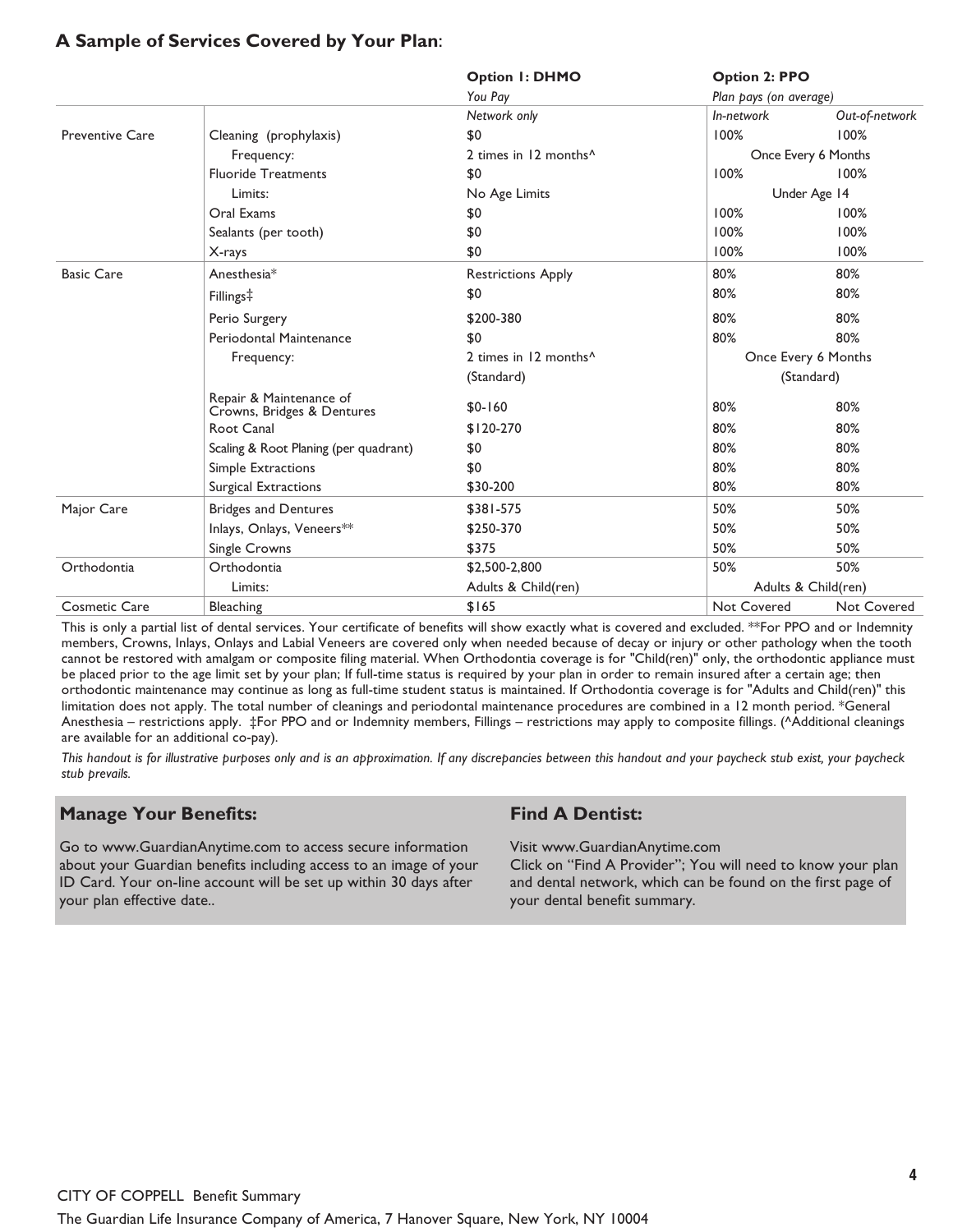## A Sample of Services Covered by Your Plan:

| | | Option 1: DHMO | Option 2: PPO | |
|---|---|---|---|---|
| | | *You Pay* | *Plan pays (on average)* | |
| | | *Network only* | *In-network* | *Out-of-network* |
| Preventive Care | Cleaning (prophylaxis) | $0 | 100% | 100% |
| | Frequency: | 2 times in 12 months^ | Once Every 6 Months | |
| | Fluoride Treatments | $0 | 100% | 100% |
| | Limits: | No Age Limits | Under Age 14 | |
| | Oral Exams | $0 | 100% | 100% |
| | Sealants (per tooth) | $0 | 100% | 100% |
| | X-rays | $0 | 100% | 100% |
| Basic Care | Anesthesia* | Restrictions Apply | 80% | 80% |
| | Fillings‡ | $0 | 80% | 80% |
| | Perio Surgery | $200-380 | 80% | 80% |
| | Periodontal Maintenance | $0 | 80% | 80% |
| | Frequency: | 2 times in 12 months^ (Standard) | Once Every 6 Months (Standard) | |
| | Repair & Maintenance of Crowns, Bridges & Dentures | $0-160 | 80% | 80% |
| | Root Canal | $120-270 | 80% | 80% |
| | Scaling & Root Planing (per quadrant) | $0 | 80% | 80% |
| | Simple Extractions | $0 | 80% | 80% |
| | Surgical Extractions | $30-200 | 80% | 80% |
| Major Care | Bridges and Dentures | $381-575 | 50% | 50% |
| | Inlays, Onlays, Veneers** | $250-370 | 50% | 50% |
| | Single Crowns | $375 | 50% | 50% |
| Orthodontia | Orthodontia | $2,500-2,800 | 50% | 50% |
| | Limits: | Adults & Child(ren) | Adults & Child(ren) | |
| Cosmetic Care | Bleaching | $165 | Not Covered | Not Covered |

This is only a partial list of dental services. Your certificate of benefits will show exactly what is covered and excluded. **For PPO and or Indemnity members, Crowns, Inlays, Onlays and Labial Veneers are covered only when needed because of decay or injury or other pathology when the tooth cannot be restored with amalgam or composite filing material. When Orthodontia coverage is for "Child(ren)" only, the orthodontic appliance must be placed prior to the age limit set by your plan; If full-time status is required by your plan in order to remain insured after a certain age; then orthodontic maintenance may continue as long as full-time student status is maintained. If Orthodontia coverage is for "Adults and Child(ren)" this limitation does not apply. The total number of cleanings and periodontal maintenance procedures are combined in a 12 month period. *General Anesthesia – restrictions apply. ‡For PPO and or Indemnity members, Fillings – restrictions may apply to composite fillings. (^Additional cleanings are available for an additional co-pay).

*This handout is for illustrative purposes only and is an approximation. If any discrepancies between this handout and your paycheck stub exist, your paycheck stub prevails.*

### Manage Your Benefits:

Go to www.GuardianAnytime.com to access secure information about your Guardian benefits including access to an image of your ID Card. Your on-line account will be set up within 30 days after your plan effective date..

### Find A Dentist:

Visit www.GuardianAnytime.com
Click on "Find A Provider"; You will need to know your plan and dental network, which can be found on the first page of your dental benefit summary.

CITY OF COPPELL Benefit Summary
The Guardian Life Insurance Company of America, 7 Hanover Square, New York, NY 10004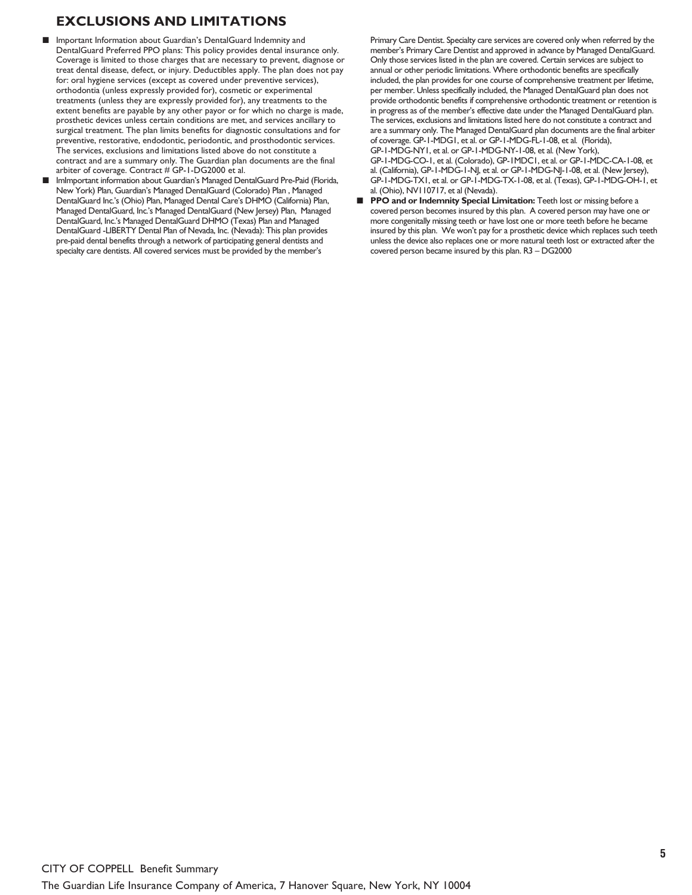## EXCLUSIONS AND LIMITATIONS

- Important Information about Guardian's DentalGuard Indemnity and DentalGuard Preferred PPO plans: This policy provides dental insurance only. Coverage is limited to those charges that are necessary to prevent, diagnose or treat dental disease, defect, or injury. Deductibles apply. The plan does not pay for: oral hygiene services (except as covered under preventive services), orthodontia (unless expressly provided for), cosmetic or experimental treatments (unless they are expressly provided for), any treatments to the extent benefits are payable by any other payor or for which no charge is made, prosthetic devices unless certain conditions are met, and services ancillary to surgical treatment. The plan limits benefits for diagnostic consultations and for preventive, restorative, endodontic, periodontic, and prosthodontic services. The services, exclusions and limitations listed above do not constitute a contract and are a summary only. The Guardian plan documents are the final arbiter of coverage. Contract # GP-1-DG2000 et al.
- ImImportant information about Guardian's Managed DentalGuard Pre-Paid (Florida, New York) Plan, Guardian's Managed DentalGuard (Colorado) Plan , Managed DentalGuard Inc.'s (Ohio) Plan, Managed Dental Care's DHMO (California) Plan, Managed DentalGuard, Inc.'s Managed DentalGuard (New Jersey) Plan, Managed DentalGuard, Inc.'s Managed DentalGuard DHMO (Texas) Plan and Managed DentalGuard -LIBERTY Dental Plan of Nevada, Inc. (Nevada): This plan provides pre-paid dental benefits through a network of participating general dentists and specialty care dentists. All covered services must be provided by the member's Primary Care Dentist. Specialty care services are covered only when referred by the member's Primary Care Dentist and approved in advance by Managed DentalGuard. Only those services listed in the plan are covered. Certain services are subject to annual or other periodic limitations. Where orthodontic benefits are specifically included, the plan provides for one course of comprehensive treatment per lifetime, per member. Unless specifically included, the Managed DentalGuard plan does not provide orthodontic benefits if comprehensive orthodontic treatment or retention is in progress as of the member's effective date under the Managed DentalGuard plan. The services, exclusions and limitations listed here do not constitute a contract and are a summary only. The Managed DentalGuard plan documents are the final arbiter of coverage. GP-1-MDG1, et al. or GP-1-MDG-FL-1-08, et al. (Florida), GP-1-MDG-NY1, et al. or GP-1-MDG-NY-1-08, et al. (New York), GP-1-MDG-CO-1, et al. (Colorado), GP-1MDC1, et al. or GP-1-MDC-CA-1-08, et al. (California), GP-1-MDG-1-NJ, et al. or GP-1-MDG-NJ-1-08, et al. (New Jersey), GP-1-MDG-TX1, et al. or GP-1-MDG-TX-1-08, et al. (Texas), GP-1-MDG-OH-1, et al. (Ohio), NV110717, et al (Nevada).
- **PPO and or Indemnity Special Limitation:** Teeth lost or missing before a covered person becomes insured by this plan. A covered person may have one or more congenitally missing teeth or have lost one or more teeth before he became insured by this plan. We won't pay for a prosthetic device which replaces such teeth unless the device also replaces one or more natural teeth lost or extracted after the covered person became insured by this plan. R3 – DG2000

CITY OF COPPELL Benefit Summary

The Guardian Life Insurance Company of America, 7 Hanover Square, New York, NY 10004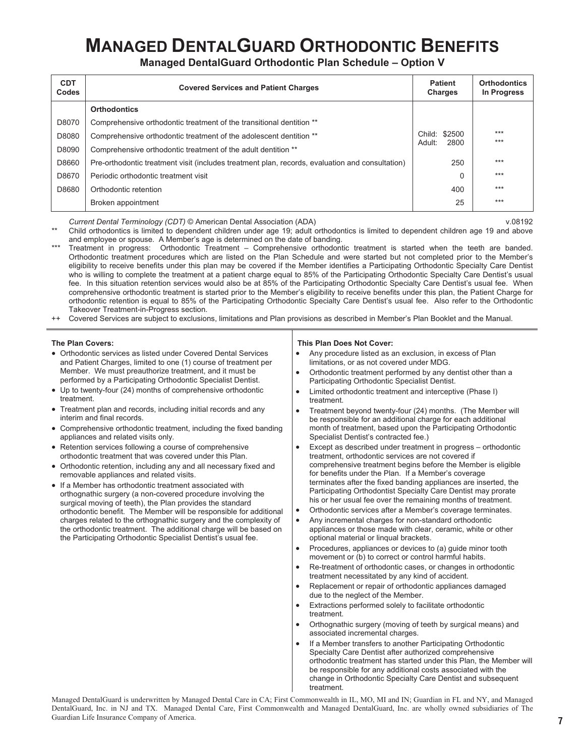# MANAGED DENTALGUARD ORTHODONTIC BENEFITS

## Managed DentalGuard Orthodontic Plan Schedule – Option V

| CDT Codes | Covered Services and Patient Charges | Patient Charges | Orthodontics In Progress |
|---|---|---|---|
| | **Orthodontics** | | |
| D8070 | Comprehensive orthodontic treatment of the transitional dentition ** | | |
| D8080 | Comprehensive orthodontic treatment of the adolescent dentition ** | Child: $2500 | *** |
| D8090 | Comprehensive orthodontic treatment of the adult dentition ** | Adult: 2800 | *** |
| D8660 | Pre-orthodontic treatment visit (includes treatment plan, records, evaluation and consultation) | 250 | *** |
| D8670 | Periodic orthodontic treatment visit | 0 | *** |
| D8680 | Orthodontic retention | 400 | *** |
| | Broken appointment | 25 | *** |

*Current Dental Terminology (CDT)* © American Dental Association (ADA) v.08192

** Child orthodontics is limited to dependent children under age 19; adult orthodontics is limited to dependent children age 19 and above and employee or spouse. A Member's age is determined on the date of banding.

*** Treatment in progress: Orthodontic Treatment – Comprehensive orthodontic treatment is started when the teeth are banded. Orthodontic treatment procedures which are listed on the Plan Schedule and were started but not completed prior to the Member's eligibility to receive benefits under this plan may be covered if the Member identifies a Participating Orthodontic Specialty Care Dentist who is willing to complete the treatment at a patient charge equal to 85% of the Participating Orthodontic Specialty Care Dentist's usual fee. In this situation retention services would also be at 85% of the Participating Orthodontic Specialty Care Dentist's usual fee. When comprehensive orthodontic treatment is started prior to the Member's eligibility to receive benefits under this plan, the Patient Charge for orthodontic retention is equal to 85% of the Participating Orthodontic Specialty Care Dentist's usual fee. Also refer to the Orthodontic Takeover Treatment-in-Progress section.

++ Covered Services are subject to exclusions, limitations and Plan provisions as described in Member's Plan Booklet and the Manual.

**The Plan Covers:**

- Orthodontic services as listed under Covered Dental Services and Patient Charges, limited to one (1) course of treatment per Member. We must preauthorize treatment, and it must be performed by a Participating Orthodontic Specialist Dentist.
- Up to twenty-four (24) months of comprehensive orthodontic treatment.
- Treatment plan and records, including initial records and any interim and final records.
- Comprehensive orthodontic treatment, including the fixed banding appliances and related visits only.
- Retention services following a course of comprehensive orthodontic treatment that was covered under this Plan.
- Orthodontic retention, including any and all necessary fixed and removable appliances and related visits.
- If a Member has orthodontic treatment associated with orthognathic surgery (a non-covered procedure involving the surgical moving of teeth), the Plan provides the standard orthodontic benefit. The Member will be responsible for additional charges related to the orthognathic surgery and the complexity of the orthodontic treatment. The additional charge will be based on the Participating Orthodontic Specialist Dentist's usual fee.

**This Plan Does Not Cover:**

- Any procedure listed as an exclusion, in excess of Plan limitations, or as not covered under MDG.
- Orthodontic treatment performed by any dentist other than a Participating Orthodontic Specialist Dentist.
- Limited orthodontic treatment and interceptive (Phase I) treatment.
- Treatment beyond twenty-four (24) months. (The Member will be responsible for an additional charge for each additional month of treatment, based upon the Participating Orthodontic Specialist Dentist's contracted fee.)
- Except as described under treatment in progress – orthodontic treatment, orthodontic services are not covered if comprehensive treatment begins before the Member is eligible for benefits under the Plan. If a Member's coverage terminates after the fixed banding appliances are inserted, the Participating Orthodontist Specialty Care Dentist may prorate his or her usual fee over the remaining months of treatment.
- Orthodontic services after a Member's coverage terminates.
- Any incremental charges for non-standard orthodontic appliances or those made with clear, ceramic, white or other optional material or linqual brackets.
- Procedures, appliances or devices to (a) guide minor tooth movement or (b) to correct or control harmful habits.
- Re-treatment of orthodontic cases, or changes in orthodontic treatment necessitated by any kind of accident.
- Replacement or repair of orthodontic appliances damaged due to the neglect of the Member.
- Extractions performed solely to facilitate orthodontic treatment.
- Orthognathic surgery (moving of teeth by surgical means) and associated incremental charges.
- If a Member transfers to another Participating Orthodontic Specialty Care Dentist after authorized comprehensive orthodontic treatment has started under this Plan, the Member will be responsible for any additional costs associated with the change in Orthodontic Specialty Care Dentist and subsequent treatment.

Managed DentalGuard is underwritten by Managed Dental Care in CA; First Commonwealth in IL, MO, MI and IN; Guardian in FL and NY, and Managed DentalGuard, Inc. in NJ and TX. Managed Dental Care, First Commonwealth and Managed DentalGuard, Inc. are wholly owned subsidiaries of The Guardian Life Insurance Company of America.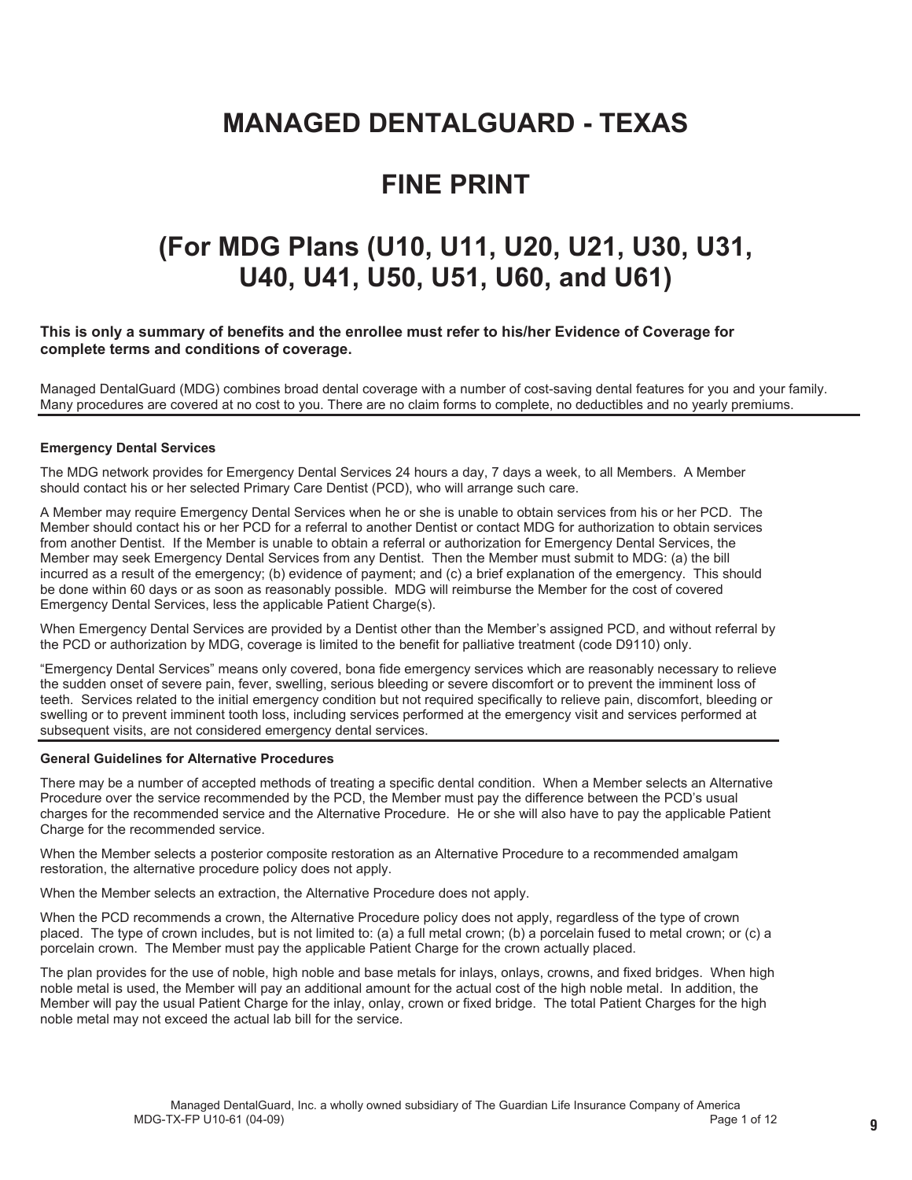# MANAGED DENTALGUARD - TEXAS

# FINE PRINT

# (For MDG Plans (U10, U11, U20, U21, U30, U31, U40, U41, U50, U51, U60, and U61)

**This is only a summary of benefits and the enrollee must refer to his/her Evidence of Coverage for complete terms and conditions of coverage.**

Managed DentalGuard (MDG) combines broad dental coverage with a number of cost-saving dental features for you and your family. Many procedures are covered at no cost to you. There are no claim forms to complete, no deductibles and no yearly premiums.

### Emergency Dental Services

The MDG network provides for Emergency Dental Services 24 hours a day, 7 days a week, to all Members. A Member should contact his or her selected Primary Care Dentist (PCD), who will arrange such care.

A Member may require Emergency Dental Services when he or she is unable to obtain services from his or her PCD. The Member should contact his or her PCD for a referral to another Dentist or contact MDG for authorization to obtain services from another Dentist. If the Member is unable to obtain a referral or authorization for Emergency Dental Services, the Member may seek Emergency Dental Services from any Dentist. Then the Member must submit to MDG: (a) the bill incurred as a result of the emergency; (b) evidence of payment; and (c) a brief explanation of the emergency. This should be done within 60 days or as soon as reasonably possible. MDG will reimburse the Member for the cost of covered Emergency Dental Services, less the applicable Patient Charge(s).

When Emergency Dental Services are provided by a Dentist other than the Member's assigned PCD, and without referral by the PCD or authorization by MDG, coverage is limited to the benefit for palliative treatment (code D9110) only.

"Emergency Dental Services" means only covered, bona fide emergency services which are reasonably necessary to relieve the sudden onset of severe pain, fever, swelling, serious bleeding or severe discomfort or to prevent the imminent loss of teeth. Services related to the initial emergency condition but not required specifically to relieve pain, discomfort, bleeding or swelling or to prevent imminent tooth loss, including services performed at the emergency visit and services performed at subsequent visits, are not considered emergency dental services.

### General Guidelines for Alternative Procedures

There may be a number of accepted methods of treating a specific dental condition. When a Member selects an Alternative Procedure over the service recommended by the PCD, the Member must pay the difference between the PCD's usual charges for the recommended service and the Alternative Procedure. He or she will also have to pay the applicable Patient Charge for the recommended service.

When the Member selects a posterior composite restoration as an Alternative Procedure to a recommended amalgam restoration, the alternative procedure policy does not apply.

When the Member selects an extraction, the Alternative Procedure does not apply.

When the PCD recommends a crown, the Alternative Procedure policy does not apply, regardless of the type of crown placed. The type of crown includes, but is not limited to: (a) a full metal crown; (b) a porcelain fused to metal crown; or (c) a porcelain crown. The Member must pay the applicable Patient Charge for the crown actually placed.

The plan provides for the use of noble, high noble and base metals for inlays, onlays, crowns, and fixed bridges. When high noble metal is used, the Member will pay an additional amount for the actual cost of the high noble metal. In addition, the Member will pay the usual Patient Charge for the inlay, onlay, crown or fixed bridge. The total Patient Charges for the high noble metal may not exceed the actual lab bill for the service.

Managed DentalGuard, Inc. a wholly owned subsidiary of The Guardian Life Insurance Company of America
MDG-TX-FP U10-61 (04-09)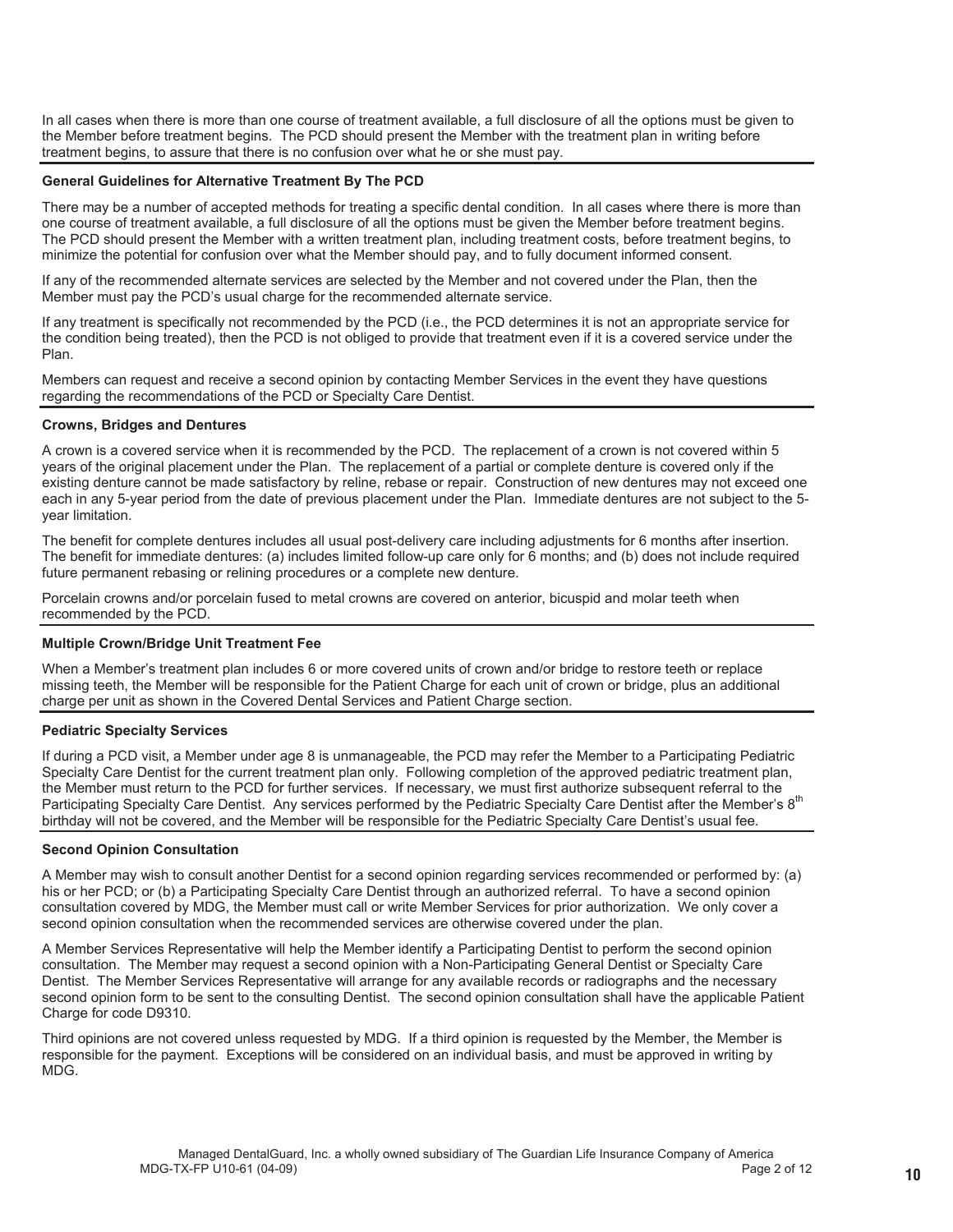In all cases when there is more than one course of treatment available, a full disclosure of all the options must be given to the Member before treatment begins. The PCD should present the Member with the treatment plan in writing before treatment begins, to assure that there is no confusion over what he or she must pay.

**General Guidelines for Alternative Treatment By The PCD**

There may be a number of accepted methods for treating a specific dental condition. In all cases where there is more than one course of treatment available, a full disclosure of all the options must be given the Member before treatment begins. The PCD should present the Member with a written treatment plan, including treatment costs, before treatment begins, to minimize the potential for confusion over what the Member should pay, and to fully document informed consent.

If any of the recommended alternate services are selected by the Member and not covered under the Plan, then the Member must pay the PCD's usual charge for the recommended alternate service.

If any treatment is specifically not recommended by the PCD (i.e., the PCD determines it is not an appropriate service for the condition being treated), then the PCD is not obliged to provide that treatment even if it is a covered service under the Plan.

Members can request and receive a second opinion by contacting Member Services in the event they have questions regarding the recommendations of the PCD or Specialty Care Dentist.

**Crowns, Bridges and Dentures**

A crown is a covered service when it is recommended by the PCD. The replacement of a crown is not covered within 5 years of the original placement under the Plan. The replacement of a partial or complete denture is covered only if the existing denture cannot be made satisfactory by reline, rebase or repair. Construction of new dentures may not exceed one each in any 5-year period from the date of previous placement under the Plan. Immediate dentures are not subject to the 5-year limitation.

The benefit for complete dentures includes all usual post-delivery care including adjustments for 6 months after insertion. The benefit for immediate dentures: (a) includes limited follow-up care only for 6 months; and (b) does not include required future permanent rebasing or relining procedures or a complete new denture.

Porcelain crowns and/or porcelain fused to metal crowns are covered on anterior, bicuspid and molar teeth when recommended by the PCD.

**Multiple Crown/Bridge Unit Treatment Fee**

When a Member's treatment plan includes 6 or more covered units of crown and/or bridge to restore teeth or replace missing teeth, the Member will be responsible for the Patient Charge for each unit of crown or bridge, plus an additional charge per unit as shown in the Covered Dental Services and Patient Charge section.

**Pediatric Specialty Services**

If during a PCD visit, a Member under age 8 is unmanageable, the PCD may refer the Member to a Participating Pediatric Specialty Care Dentist for the current treatment plan only. Following completion of the approved pediatric treatment plan, the Member must return to the PCD for further services. If necessary, we must first authorize subsequent referral to the Participating Specialty Care Dentist. Any services performed by the Pediatric Specialty Care Dentist after the Member's 8th birthday will not be covered, and the Member will be responsible for the Pediatric Specialty Care Dentist's usual fee.

**Second Opinion Consultation**

A Member may wish to consult another Dentist for a second opinion regarding services recommended or performed by: (a) his or her PCD; or (b) a Participating Specialty Care Dentist through an authorized referral. To have a second opinion consultation covered by MDG, the Member must call or write Member Services for prior authorization. We only cover a second opinion consultation when the recommended services are otherwise covered under the plan.

A Member Services Representative will help the Member identify a Participating Dentist to perform the second opinion consultation. The Member may request a second opinion with a Non-Participating General Dentist or Specialty Care Dentist. The Member Services Representative will arrange for any available records or radiographs and the necessary second opinion form to be sent to the consulting Dentist. The second opinion consultation shall have the applicable Patient Charge for code D9310.

Third opinions are not covered unless requested by MDG. If a third opinion is requested by the Member, the Member is responsible for the payment. Exceptions will be considered on an individual basis, and must be approved in writing by MDG.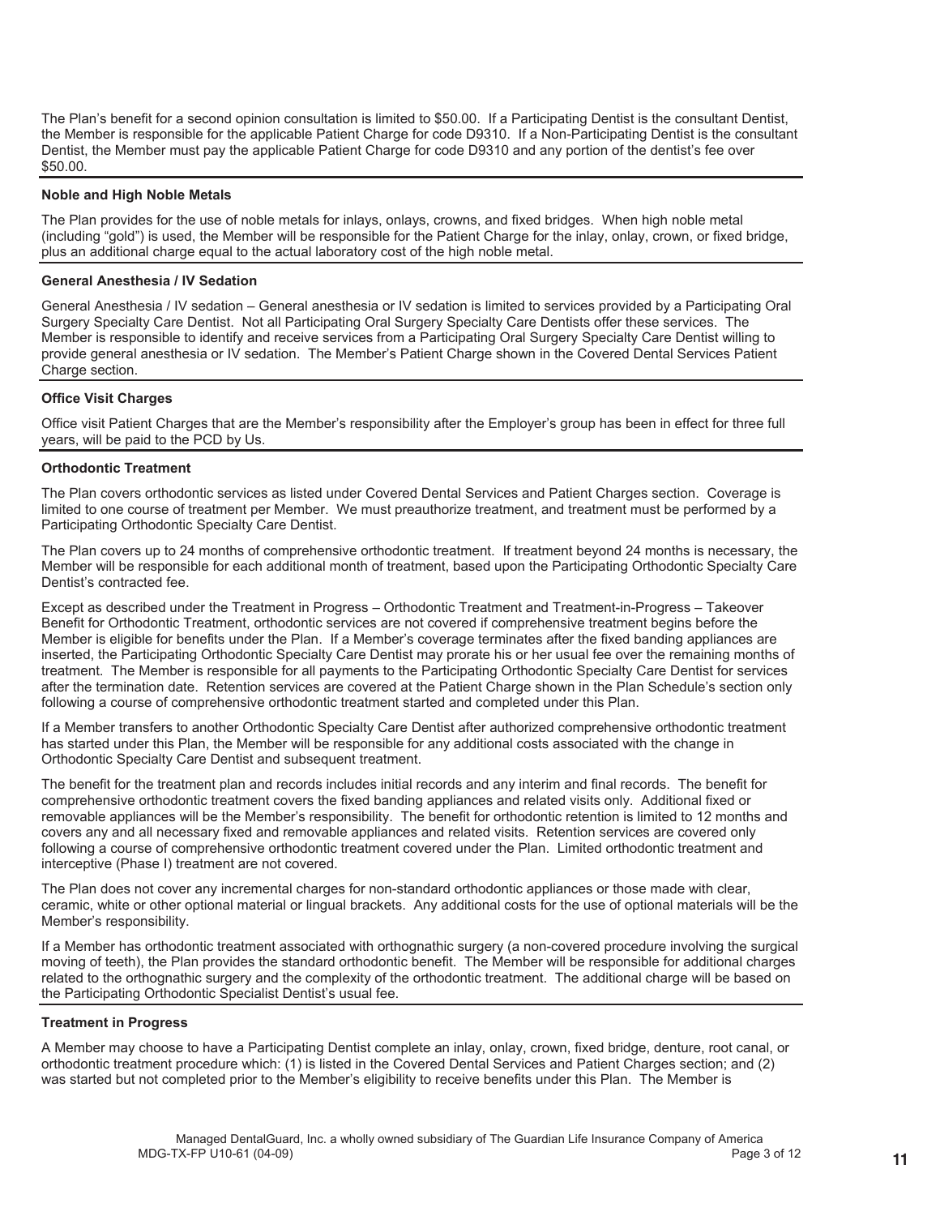The Plan's benefit for a second opinion consultation is limited to $50.00. If a Participating Dentist is the consultant Dentist, the Member is responsible for the applicable Patient Charge for code D9310. If a Non-Participating Dentist is the consultant Dentist, the Member must pay the applicable Patient Charge for code D9310 and any portion of the dentist's fee over $50.00.

**Noble and High Noble Metals**

The Plan provides for the use of noble metals for inlays, onlays, crowns, and fixed bridges. When high noble metal (including "gold") is used, the Member will be responsible for the Patient Charge for the inlay, onlay, crown, or fixed bridge, plus an additional charge equal to the actual laboratory cost of the high noble metal.

**General Anesthesia / IV Sedation**

General Anesthesia / IV sedation – General anesthesia or IV sedation is limited to services provided by a Participating Oral Surgery Specialty Care Dentist. Not all Participating Oral Surgery Specialty Care Dentists offer these services. The Member is responsible to identify and receive services from a Participating Oral Surgery Specialty Care Dentist willing to provide general anesthesia or IV sedation. The Member's Patient Charge shown in the Covered Dental Services Patient Charge section.

**Office Visit Charges**

Office visit Patient Charges that are the Member's responsibility after the Employer's group has been in effect for three full years, will be paid to the PCD by Us.

**Orthodontic Treatment**

The Plan covers orthodontic services as listed under Covered Dental Services and Patient Charges section. Coverage is limited to one course of treatment per Member. We must preauthorize treatment, and treatment must be performed by a Participating Orthodontic Specialty Care Dentist.

The Plan covers up to 24 months of comprehensive orthodontic treatment. If treatment beyond 24 months is necessary, the Member will be responsible for each additional month of treatment, based upon the Participating Orthodontic Specialty Care Dentist's contracted fee.

Except as described under the Treatment in Progress – Orthodontic Treatment and Treatment-in-Progress – Takeover Benefit for Orthodontic Treatment, orthodontic services are not covered if comprehensive treatment begins before the Member is eligible for benefits under the Plan. If a Member's coverage terminates after the fixed banding appliances are inserted, the Participating Orthodontic Specialty Care Dentist may prorate his or her usual fee over the remaining months of treatment. The Member is responsible for all payments to the Participating Orthodontic Specialty Care Dentist for services after the termination date. Retention services are covered at the Patient Charge shown in the Plan Schedule's section only following a course of comprehensive orthodontic treatment started and completed under this Plan.

If a Member transfers to another Orthodontic Specialty Care Dentist after authorized comprehensive orthodontic treatment has started under this Plan, the Member will be responsible for any additional costs associated with the change in Orthodontic Specialty Care Dentist and subsequent treatment.

The benefit for the treatment plan and records includes initial records and any interim and final records. The benefit for comprehensive orthodontic treatment covers the fixed banding appliances and related visits only. Additional fixed or removable appliances will be the Member's responsibility. The benefit for orthodontic retention is limited to 12 months and covers any and all necessary fixed and removable appliances and related visits. Retention services are covered only following a course of comprehensive orthodontic treatment covered under the Plan. Limited orthodontic treatment and interceptive (Phase I) treatment are not covered.

The Plan does not cover any incremental charges for non-standard orthodontic appliances or those made with clear, ceramic, white or other optional material or lingual brackets. Any additional costs for the use of optional materials will be the Member's responsibility.

If a Member has orthodontic treatment associated with orthognathic surgery (a non-covered procedure involving the surgical moving of teeth), the Plan provides the standard orthodontic benefit. The Member will be responsible for additional charges related to the orthognathic surgery and the complexity of the orthodontic treatment. The additional charge will be based on the Participating Orthodontic Specialist Dentist's usual fee.

**Treatment in Progress**

A Member may choose to have a Participating Dentist complete an inlay, onlay, crown, fixed bridge, denture, root canal, or orthodontic treatment procedure which: (1) is listed in the Covered Dental Services and Patient Charges section; and (2) was started but not completed prior to the Member's eligibility to receive benefits under this Plan. The Member is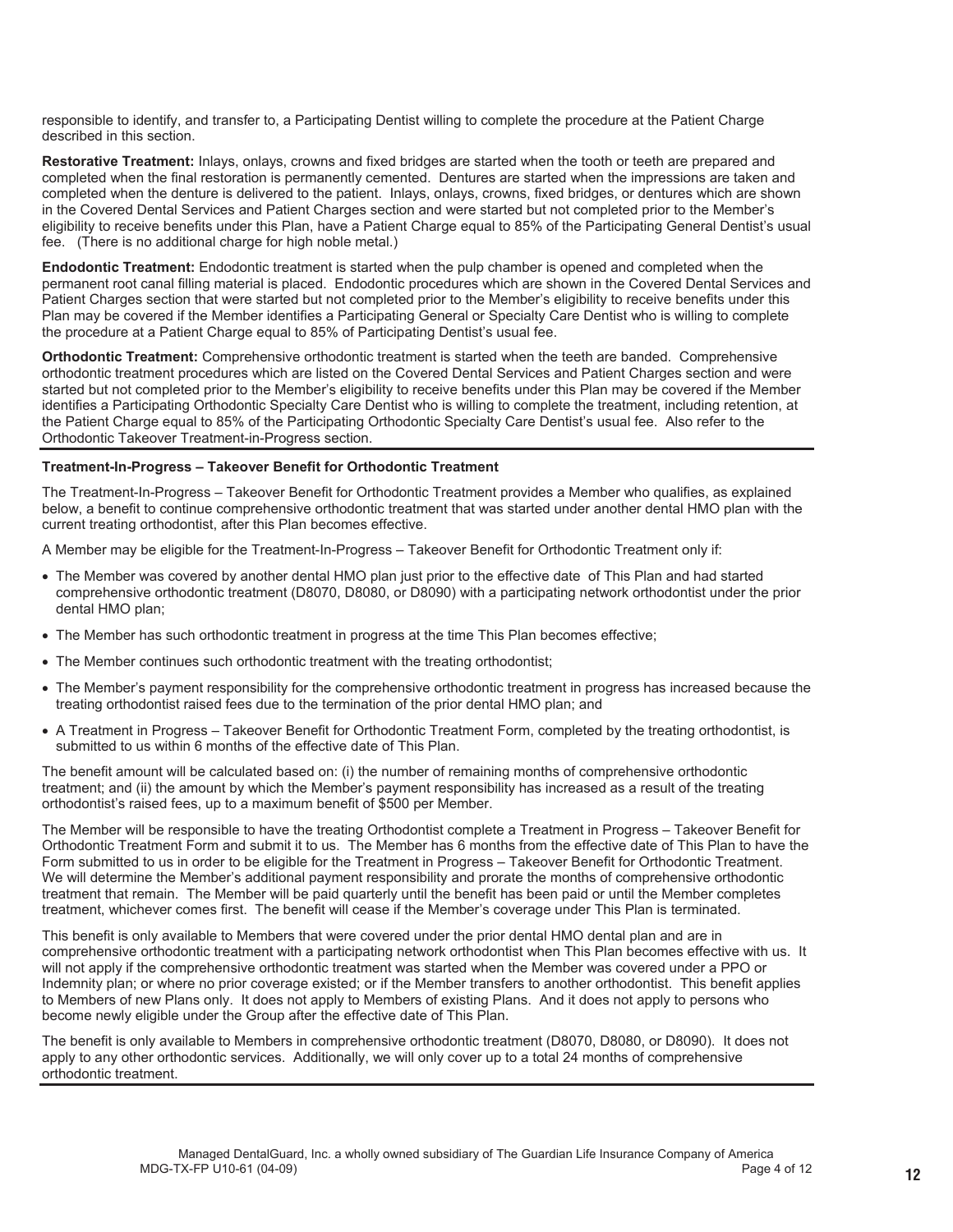responsible to identify, and transfer to, a Participating Dentist willing to complete the procedure at the Patient Charge described in this section.

**Restorative Treatment:** Inlays, onlays, crowns and fixed bridges are started when the tooth or teeth are prepared and completed when the final restoration is permanently cemented. Dentures are started when the impressions are taken and completed when the denture is delivered to the patient. Inlays, onlays, crowns, fixed bridges, or dentures which are shown in the Covered Dental Services and Patient Charges section and were started but not completed prior to the Member's eligibility to receive benefits under this Plan, have a Patient Charge equal to 85% of the Participating General Dentist's usual fee. (There is no additional charge for high noble metal.)

**Endodontic Treatment:** Endodontic treatment is started when the pulp chamber is opened and completed when the permanent root canal filling material is placed. Endodontic procedures which are shown in the Covered Dental Services and Patient Charges section that were started but not completed prior to the Member's eligibility to receive benefits under this Plan may be covered if the Member identifies a Participating General or Specialty Care Dentist who is willing to complete the procedure at a Patient Charge equal to 85% of Participating Dentist's usual fee.

**Orthodontic Treatment:** Comprehensive orthodontic treatment is started when the teeth are banded. Comprehensive orthodontic treatment procedures which are listed on the Covered Dental Services and Patient Charges section and were started but not completed prior to the Member's eligibility to receive benefits under this Plan may be covered if the Member identifies a Participating Orthodontic Specialty Care Dentist who is willing to complete the treatment, including retention, at the Patient Charge equal to 85% of the Participating Orthodontic Specialty Care Dentist's usual fee. Also refer to the Orthodontic Takeover Treatment-in-Progress section.

**Treatment-In-Progress – Takeover Benefit for Orthodontic Treatment**

The Treatment-In-Progress – Takeover Benefit for Orthodontic Treatment provides a Member who qualifies, as explained below, a benefit to continue comprehensive orthodontic treatment that was started under another dental HMO plan with the current treating orthodontist, after this Plan becomes effective.

A Member may be eligible for the Treatment-In-Progress – Takeover Benefit for Orthodontic Treatment only if:

- The Member was covered by another dental HMO plan just prior to the effective date of This Plan and had started comprehensive orthodontic treatment (D8070, D8080, or D8090) with a participating network orthodontist under the prior dental HMO plan;
- The Member has such orthodontic treatment in progress at the time This Plan becomes effective;
- The Member continues such orthodontic treatment with the treating orthodontist;
- The Member's payment responsibility for the comprehensive orthodontic treatment in progress has increased because the treating orthodontist raised fees due to the termination of the prior dental HMO plan; and
- A Treatment in Progress – Takeover Benefit for Orthodontic Treatment Form, completed by the treating orthodontist, is submitted to us within 6 months of the effective date of This Plan.

The benefit amount will be calculated based on: (i) the number of remaining months of comprehensive orthodontic treatment; and (ii) the amount by which the Member's payment responsibility has increased as a result of the treating orthodontist's raised fees, up to a maximum benefit of $500 per Member.

The Member will be responsible to have the treating Orthodontist complete a Treatment in Progress – Takeover Benefit for Orthodontic Treatment Form and submit it to us. The Member has 6 months from the effective date of This Plan to have the Form submitted to us in order to be eligible for the Treatment in Progress – Takeover Benefit for Orthodontic Treatment. We will determine the Member's additional payment responsibility and prorate the months of comprehensive orthodontic treatment that remain. The Member will be paid quarterly until the benefit has been paid or until the Member completes treatment, whichever comes first. The benefit will cease if the Member's coverage under This Plan is terminated.

This benefit is only available to Members that were covered under the prior dental HMO dental plan and are in comprehensive orthodontic treatment with a participating network orthodontist when This Plan becomes effective with us. It will not apply if the comprehensive orthodontic treatment was started when the Member was covered under a PPO or Indemnity plan; or where no prior coverage existed; or if the Member transfers to another orthodontist. This benefit applies to Members of new Plans only. It does not apply to Members of existing Plans. And it does not apply to persons who become newly eligible under the Group after the effective date of This Plan.

The benefit is only available to Members in comprehensive orthodontic treatment (D8070, D8080, or D8090). It does not apply to any other orthodontic services. Additionally, we will only cover up to a total 24 months of comprehensive orthodontic treatment.

Managed DentalGuard, Inc. a wholly owned subsidiary of The Guardian Life Insurance Company of America
MDG-TX-FP U10-61 (04-09)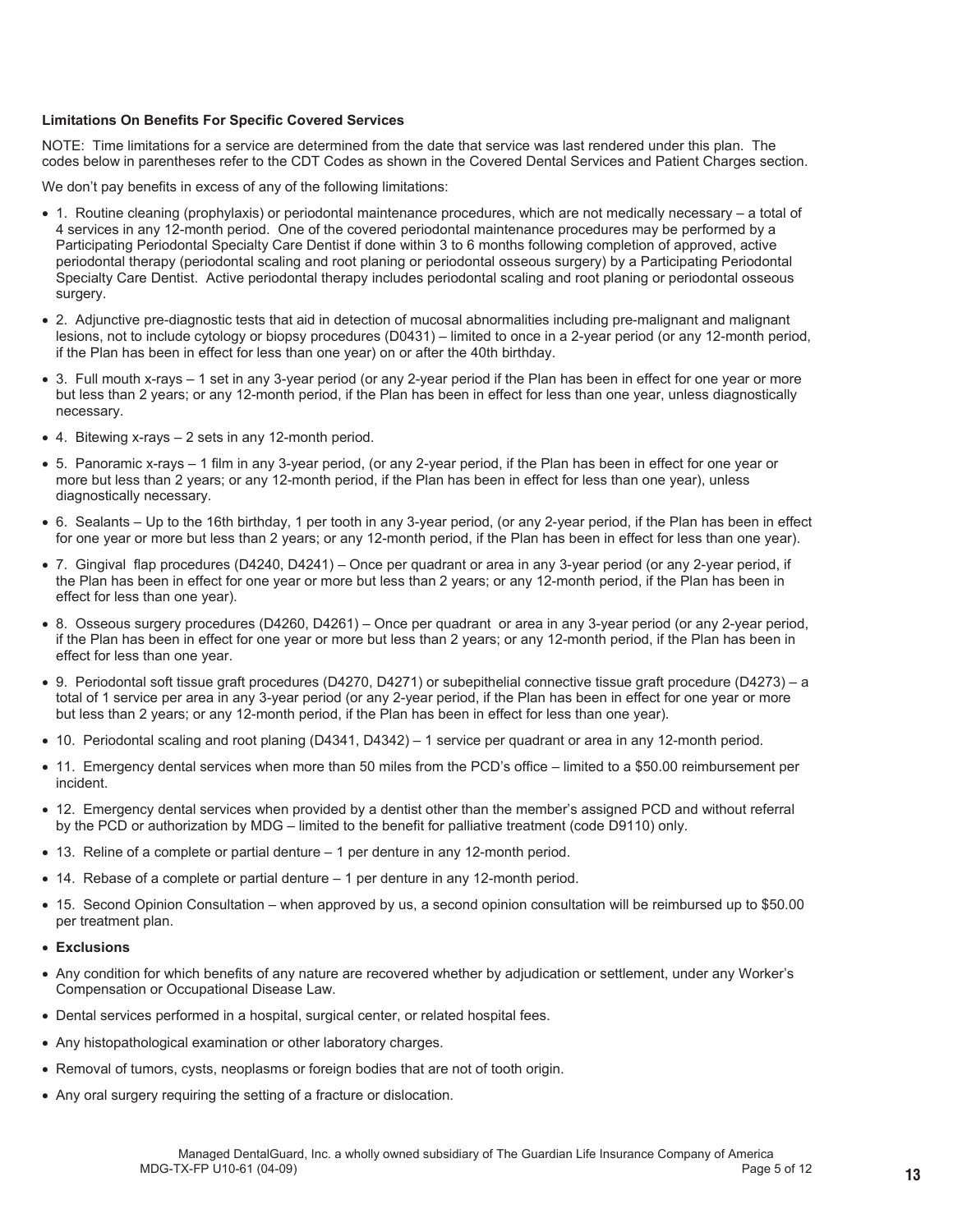**Limitations On Benefits For Specific Covered Services**

NOTE: Time limitations for a service are determined from the date that service was last rendered under this plan. The codes below in parentheses refer to the CDT Codes as shown in the Covered Dental Services and Patient Charges section.

We don't pay benefits in excess of any of the following limitations:

- 1. Routine cleaning (prophylaxis) or periodontal maintenance procedures, which are not medically necessary – a total of 4 services in any 12-month period. One of the covered periodontal maintenance procedures may be performed by a Participating Periodontal Specialty Care Dentist if done within 3 to 6 months following completion of approved, active periodontal therapy (periodontal scaling and root planing or periodontal osseous surgery) by a Participating Periodontal Specialty Care Dentist. Active periodontal therapy includes periodontal scaling and root planing or periodontal osseous surgery.
- 2. Adjunctive pre-diagnostic tests that aid in detection of mucosal abnormalities including pre-malignant and malignant lesions, not to include cytology or biopsy procedures (D0431) – limited to once in a 2-year period (or any 12-month period, if the Plan has been in effect for less than one year) on or after the 40th birthday.
- 3. Full mouth x-rays – 1 set in any 3-year period (or any 2-year period if the Plan has been in effect for one year or more but less than 2 years; or any 12-month period, if the Plan has been in effect for less than one year, unless diagnostically necessary.
- 4. Bitewing x-rays – 2 sets in any 12-month period.
- 5. Panoramic x-rays – 1 film in any 3-year period, (or any 2-year period, if the Plan has been in effect for one year or more but less than 2 years; or any 12-month period, if the Plan has been in effect for less than one year), unless diagnostically necessary.
- 6. Sealants – Up to the 16th birthday, 1 per tooth in any 3-year period, (or any 2-year period, if the Plan has been in effect for one year or more but less than 2 years; or any 12-month period, if the Plan has been in effect for less than one year).
- 7. Gingival flap procedures (D4240, D4241) – Once per quadrant or area in any 3-year period (or any 2-year period, if the Plan has been in effect for one year or more but less than 2 years; or any 12-month period, if the Plan has been in effect for less than one year).
- 8. Osseous surgery procedures (D4260, D4261) – Once per quadrant or area in any 3-year period (or any 2-year period, if the Plan has been in effect for one year or more but less than 2 years; or any 12-month period, if the Plan has been in effect for less than one year.
- 9. Periodontal soft tissue graft procedures (D4270, D4271) or subepithelial connective tissue graft procedure (D4273) – a total of 1 service per area in any 3-year period (or any 2-year period, if the Plan has been in effect for one year or more but less than 2 years; or any 12-month period, if the Plan has been in effect for less than one year).
- 10. Periodontal scaling and root planing (D4341, D4342) – 1 service per quadrant or area in any 12-month period.
- 11. Emergency dental services when more than 50 miles from the PCD's office – limited to a $50.00 reimbursement per incident.
- 12. Emergency dental services when provided by a dentist other than the member's assigned PCD and without referral by the PCD or authorization by MDG – limited to the benefit for palliative treatment (code D9110) only.
- 13. Reline of a complete or partial denture – 1 per denture in any 12-month period.
- 14. Rebase of a complete or partial denture – 1 per denture in any 12-month period.
- 15. Second Opinion Consultation – when approved by us, a second opinion consultation will be reimbursed up to $50.00 per treatment plan.
- **Exclusions**
- Any condition for which benefits of any nature are recovered whether by adjudication or settlement, under any Worker's Compensation or Occupational Disease Law.
- Dental services performed in a hospital, surgical center, or related hospital fees.
- Any histopathological examination or other laboratory charges.
- Removal of tumors, cysts, neoplasms or foreign bodies that are not of tooth origin.
- Any oral surgery requiring the setting of a fracture or dislocation.

Managed DentalGuard, Inc. a wholly owned subsidiary of The Guardian Life Insurance Company of America
MDG-TX-FP U10-61 (04-09)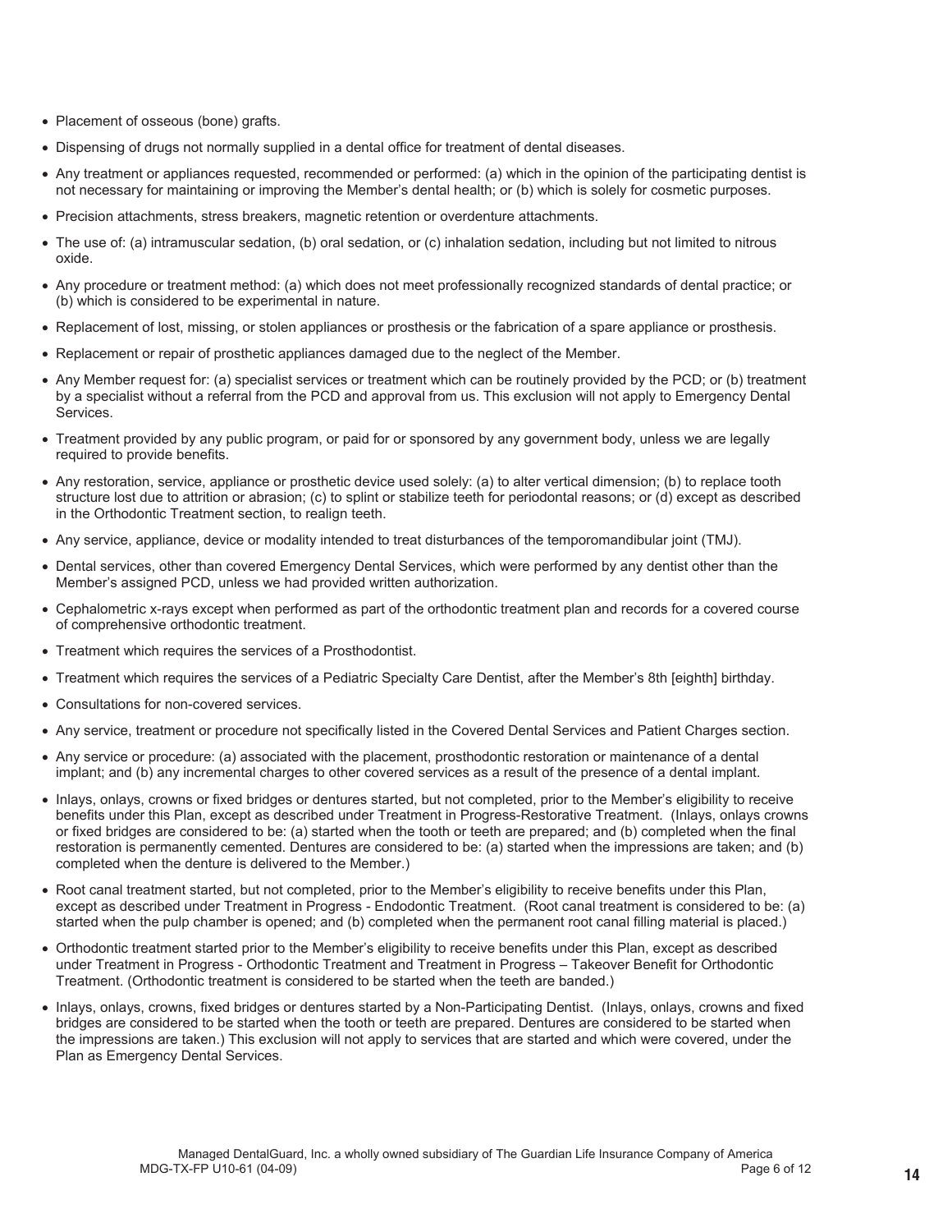- Placement of osseous (bone) grafts.
- Dispensing of drugs not normally supplied in a dental office for treatment of dental diseases.
- Any treatment or appliances requested, recommended or performed: (a) which in the opinion of the participating dentist is not necessary for maintaining or improving the Member's dental health; or (b) which is solely for cosmetic purposes.
- Precision attachments, stress breakers, magnetic retention or overdenture attachments.
- The use of: (a) intramuscular sedation, (b) oral sedation, or (c) inhalation sedation, including but not limited to nitrous oxide.
- Any procedure or treatment method: (a) which does not meet professionally recognized standards of dental practice; or (b) which is considered to be experimental in nature.
- Replacement of lost, missing, or stolen appliances or prosthesis or the fabrication of a spare appliance or prosthesis.
- Replacement or repair of prosthetic appliances damaged due to the neglect of the Member.
- Any Member request for: (a) specialist services or treatment which can be routinely provided by the PCD; or (b) treatment by a specialist without a referral from the PCD and approval from us. This exclusion will not apply to Emergency Dental Services.
- Treatment provided by any public program, or paid for or sponsored by any government body, unless we are legally required to provide benefits.
- Any restoration, service, appliance or prosthetic device used solely: (a) to alter vertical dimension; (b) to replace tooth structure lost due to attrition or abrasion; (c) to splint or stabilize teeth for periodontal reasons; or (d) except as described in the Orthodontic Treatment section, to realign teeth.
- Any service, appliance, device or modality intended to treat disturbances of the temporomandibular joint (TMJ).
- Dental services, other than covered Emergency Dental Services, which were performed by any dentist other than the Member's assigned PCD, unless we had provided written authorization.
- Cephalometric x-rays except when performed as part of the orthodontic treatment plan and records for a covered course of comprehensive orthodontic treatment.
- Treatment which requires the services of a Prosthodontist.
- Treatment which requires the services of a Pediatric Specialty Care Dentist, after the Member's 8th [eighth] birthday.
- Consultations for non-covered services.
- Any service, treatment or procedure not specifically listed in the Covered Dental Services and Patient Charges section.
- Any service or procedure: (a) associated with the placement, prosthodontic restoration or maintenance of a dental implant; and (b) any incremental charges to other covered services as a result of the presence of a dental implant.
- Inlays, onlays, crowns or fixed bridges or dentures started, but not completed, prior to the Member's eligibility to receive benefits under this Plan, except as described under Treatment in Progress-Restorative Treatment. (Inlays, onlays crowns or fixed bridges are considered to be: (a) started when the tooth or teeth are prepared; and (b) completed when the final restoration is permanently cemented. Dentures are considered to be: (a) started when the impressions are taken; and (b) completed when the denture is delivered to the Member.)
- Root canal treatment started, but not completed, prior to the Member's eligibility to receive benefits under this Plan, except as described under Treatment in Progress - Endodontic Treatment. (Root canal treatment is considered to be: (a) started when the pulp chamber is opened; and (b) completed when the permanent root canal filling material is placed.)
- Orthodontic treatment started prior to the Member's eligibility to receive benefits under this Plan, except as described under Treatment in Progress - Orthodontic Treatment and Treatment in Progress – Takeover Benefit for Orthodontic Treatment. (Orthodontic treatment is considered to be started when the teeth are banded.)
- Inlays, onlays, crowns, fixed bridges or dentures started by a Non-Participating Dentist. (Inlays, onlays, crowns and fixed bridges are considered to be started when the tooth or teeth are prepared. Dentures are considered to be started when the impressions are taken.) This exclusion will not apply to services that are started and which were covered, under the Plan as Emergency Dental Services.

Managed DentalGuard, Inc. a wholly owned subsidiary of The Guardian Life Insurance Company of America
MDG-TX-FP U10-61 (04-09)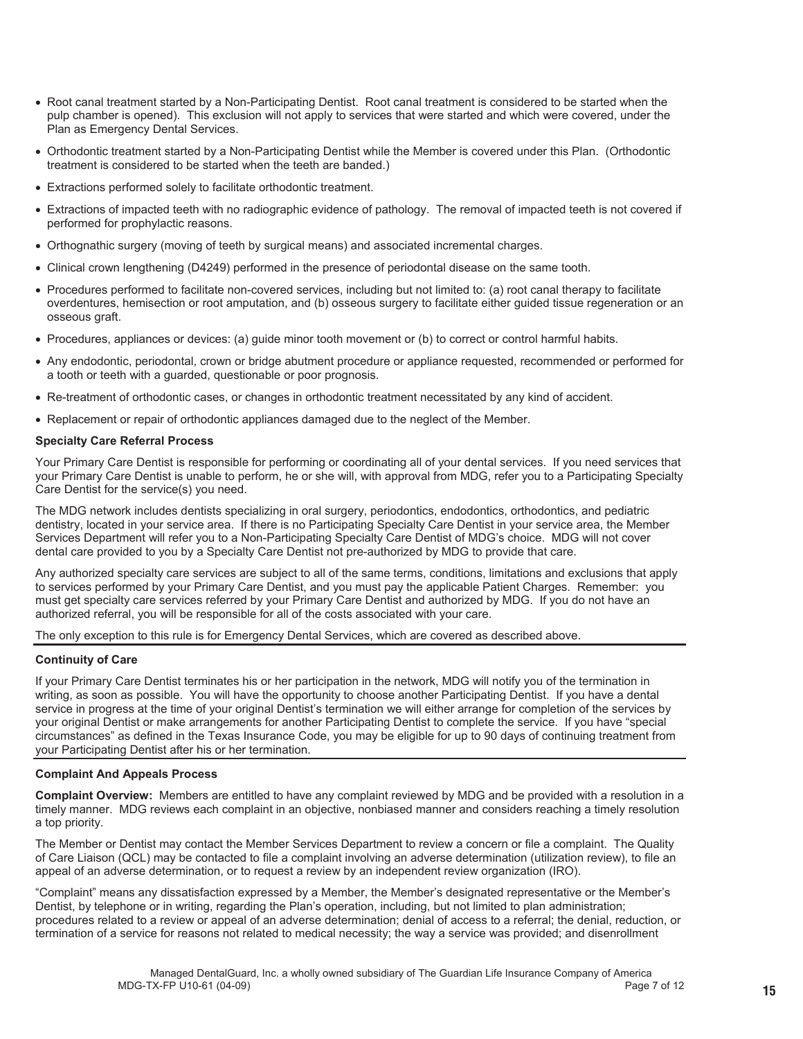- Root canal treatment started by a Non-Participating Dentist. Root canal treatment is considered to be started when the pulp chamber is opened). This exclusion will not apply to services that were started and which were covered, under the Plan as Emergency Dental Services.
- Orthodontic treatment started by a Non-Participating Dentist while the Member is covered under this Plan. (Orthodontic treatment is considered to be started when the teeth are banded.)
- Extractions performed solely to facilitate orthodontic treatment.
- Extractions of impacted teeth with no radiographic evidence of pathology. The removal of impacted teeth is not covered if performed for prophylactic reasons.
- Orthognathic surgery (moving of teeth by surgical means) and associated incremental charges.
- Clinical crown lengthening (D4249) performed in the presence of periodontal disease on the same tooth.
- Procedures performed to facilitate non-covered services, including but not limited to: (a) root canal therapy to facilitate overdentures, hemisection or root amputation, and (b) osseous surgery to facilitate either guided tissue regeneration or an osseous graft.
- Procedures, appliances or devices: (a) guide minor tooth movement or (b) to correct or control harmful habits.
- Any endodontic, periodontal, crown or bridge abutment procedure or appliance requested, recommended or performed for a tooth or teeth with a guarded, questionable or poor prognosis.
- Re-treatment of orthodontic cases, or changes in orthodontic treatment necessitated by any kind of accident.
- Replacement or repair of orthodontic appliances damaged due to the neglect of the Member.

**Specialty Care Referral Process**

Your Primary Care Dentist is responsible for performing or coordinating all of your dental services. If you need services that your Primary Care Dentist is unable to perform, he or she will, with approval from MDG, refer you to a Participating Specialty Care Dentist for the service(s) you need.

The MDG network includes dentists specializing in oral surgery, periodontics, endodontics, orthodontics, and pediatric dentistry, located in your service area. If there is no Participating Specialty Care Dentist in your service area, the Member Services Department will refer you to a Non-Participating Specialty Care Dentist of MDG's choice. MDG will not cover dental care provided to you by a Specialty Care Dentist not pre-authorized by MDG to provide that care.

Any authorized specialty care services are subject to all of the same terms, conditions, limitations and exclusions that apply to services performed by your Primary Care Dentist, and you must pay the applicable Patient Charges. Remember: you must get specialty care services referred by your Primary Care Dentist and authorized by MDG. If you do not have an authorized referral, you will be responsible for all of the costs associated with your care.

The only exception to this rule is for Emergency Dental Services, which are covered as described above.

**Continuity of Care**

If your Primary Care Dentist terminates his or her participation in the network, MDG will notify you of the termination in writing, as soon as possible. You will have the opportunity to choose another Participating Dentist. If you have a dental service in progress at the time of your original Dentist's termination we will either arrange for completion of the services by your original Dentist or make arrangements for another Participating Dentist to complete the service. If you have "special circumstances" as defined in the Texas Insurance Code, you may be eligible for up to 90 days of continuing treatment from your Participating Dentist after his or her termination.

**Complaint And Appeals Process**

**Complaint Overview:** Members are entitled to have any complaint reviewed by MDG and be provided with a resolution in a timely manner. MDG reviews each complaint in an objective, nonbiased manner and considers reaching a timely resolution a top priority.

The Member or Dentist may contact the Member Services Department to review a concern or file a complaint. The Quality of Care Liaison (QCL) may be contacted to file a complaint involving an adverse determination (utilization review), to file an appeal of an adverse determination, or to request a review by an independent review organization (IRO).

"Complaint" means any dissatisfaction expressed by a Member, the Member's designated representative or the Member's Dentist, by telephone or in writing, regarding the Plan's operation, including, but not limited to plan administration; procedures related to a review or appeal of an adverse determination; denial of access to a referral; the denial, reduction, or termination of a service for reasons not related to medical necessity; the way a service was provided; and disenrollment

Managed DentalGuard, Inc. a wholly owned subsidiary of The Guardian Life Insurance Company of America
MDG-TX-FP U10-61 (04-09)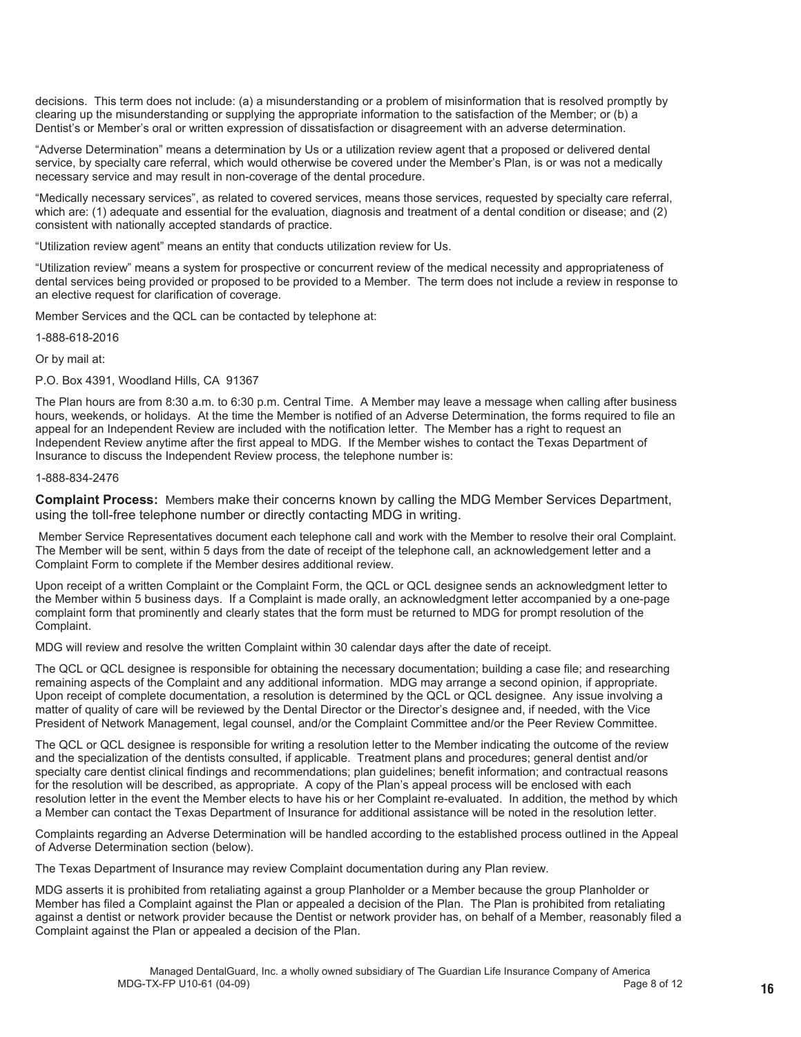decisions. This term does not include: (a) a misunderstanding or a problem of misinformation that is resolved promptly by clearing up the misunderstanding or supplying the appropriate information to the satisfaction of the Member; or (b) a Dentist's or Member's oral or written expression of dissatisfaction or disagreement with an adverse determination.

"Adverse Determination" means a determination by Us or a utilization review agent that a proposed or delivered dental service, by specialty care referral, which would otherwise be covered under the Member's Plan, is or was not a medically necessary service and may result in non-coverage of the dental procedure.

"Medically necessary services", as related to covered services, means those services, requested by specialty care referral, which are: (1) adequate and essential for the evaluation, diagnosis and treatment of a dental condition or disease; and (2) consistent with nationally accepted standards of practice.

"Utilization review agent" means an entity that conducts utilization review for Us.

"Utilization review" means a system for prospective or concurrent review of the medical necessity and appropriateness of dental services being provided or proposed to be provided to a Member. The term does not include a review in response to an elective request for clarification of coverage.

Member Services and the QCL can be contacted by telephone at:

1-888-618-2016

Or by mail at:

P.O. Box 4391, Woodland Hills, CA 91367

The Plan hours are from 8:30 a.m. to 6:30 p.m. Central Time. A Member may leave a message when calling after business hours, weekends, or holidays. At the time the Member is notified of an Adverse Determination, the forms required to file an appeal for an Independent Review are included with the notification letter. The Member has a right to request an Independent Review anytime after the first appeal to MDG. If the Member wishes to contact the Texas Department of Insurance to discuss the Independent Review process, the telephone number is:

1-888-834-2476

**Complaint Process:** Members make their concerns known by calling the MDG Member Services Department, using the toll-free telephone number or directly contacting MDG in writing.

Member Service Representatives document each telephone call and work with the Member to resolve their oral Complaint. The Member will be sent, within 5 days from the date of receipt of the telephone call, an acknowledgement letter and a Complaint Form to complete if the Member desires additional review.

Upon receipt of a written Complaint or the Complaint Form, the QCL or QCL designee sends an acknowledgment letter to the Member within 5 business days. If a Complaint is made orally, an acknowledgment letter accompanied by a one-page complaint form that prominently and clearly states that the form must be returned to MDG for prompt resolution of the Complaint.

MDG will review and resolve the written Complaint within 30 calendar days after the date of receipt.

The QCL or QCL designee is responsible for obtaining the necessary documentation; building a case file; and researching remaining aspects of the Complaint and any additional information. MDG may arrange a second opinion, if appropriate. Upon receipt of complete documentation, a resolution is determined by the QCL or QCL designee. Any issue involving a matter of quality of care will be reviewed by the Dental Director or the Director's designee and, if needed, with the Vice President of Network Management, legal counsel, and/or the Complaint Committee and/or the Peer Review Committee.

The QCL or QCL designee is responsible for writing a resolution letter to the Member indicating the outcome of the review and the specialization of the dentists consulted, if applicable. Treatment plans and procedures; general dentist and/or specialty care dentist clinical findings and recommendations; plan guidelines; benefit information; and contractual reasons for the resolution will be described, as appropriate. A copy of the Plan's appeal process will be enclosed with each resolution letter in the event the Member elects to have his or her Complaint re-evaluated. In addition, the method by which a Member can contact the Texas Department of Insurance for additional assistance will be noted in the resolution letter.

Complaints regarding an Adverse Determination will be handled according to the established process outlined in the Appeal of Adverse Determination section (below).

The Texas Department of Insurance may review Complaint documentation during any Plan review.

MDG asserts it is prohibited from retaliating against a group Planholder or a Member because the group Planholder or Member has filed a Complaint against the Plan or appealed a decision of the Plan. The Plan is prohibited from retaliating against a dentist or network provider because the Dentist or network provider has, on behalf of a Member, reasonably filed a Complaint against the Plan or appealed a decision of the Plan.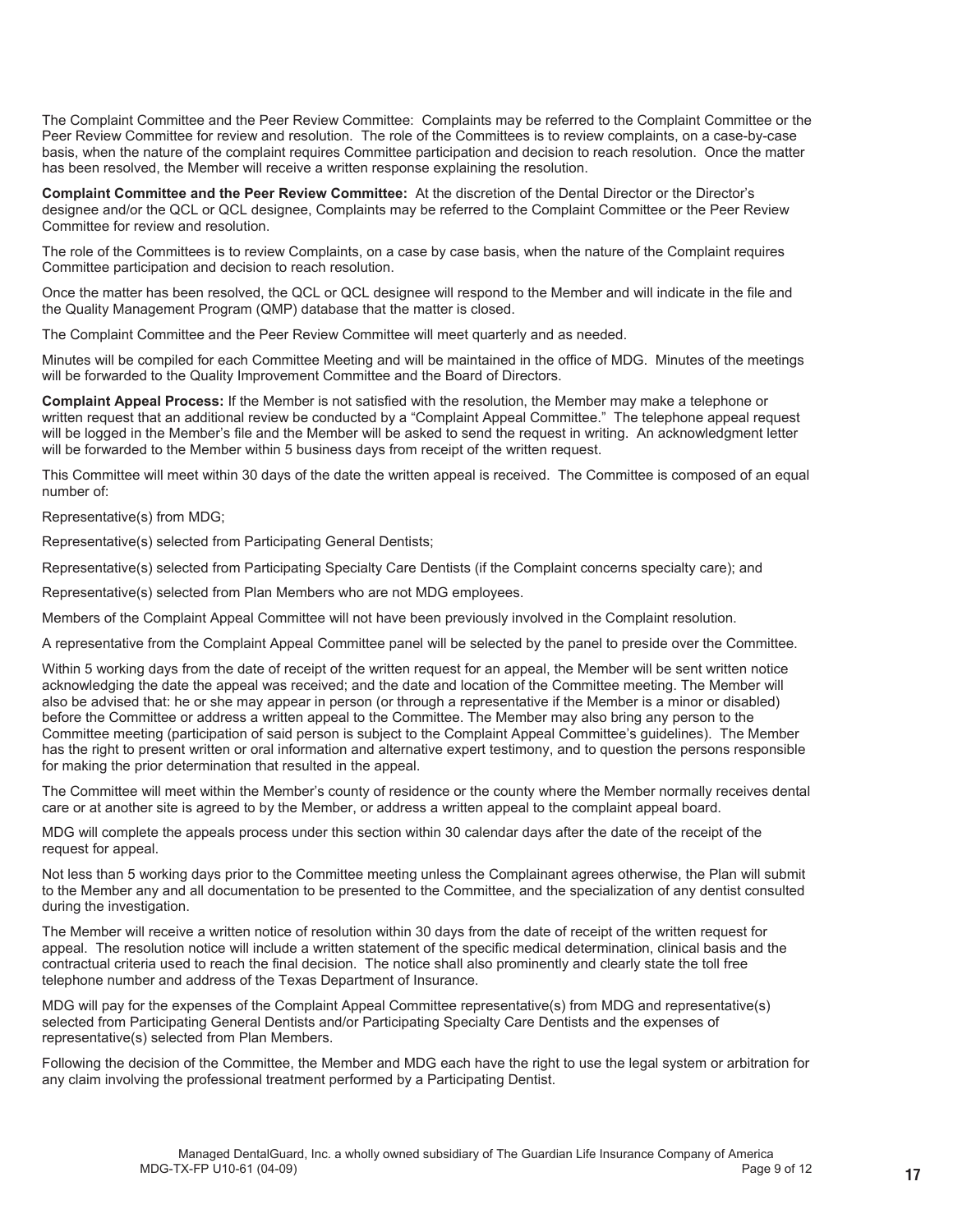The Complaint Committee and the Peer Review Committee: Complaints may be referred to the Complaint Committee or the Peer Review Committee for review and resolution. The role of the Committees is to review complaints, on a case-by-case basis, when the nature of the complaint requires Committee participation and decision to reach resolution. Once the matter has been resolved, the Member will receive a written response explaining the resolution.

**Complaint Committee and the Peer Review Committee:** At the discretion of the Dental Director or the Director's designee and/or the QCL or QCL designee, Complaints may be referred to the Complaint Committee or the Peer Review Committee for review and resolution.

The role of the Committees is to review Complaints, on a case by case basis, when the nature of the Complaint requires Committee participation and decision to reach resolution.

Once the matter has been resolved, the QCL or QCL designee will respond to the Member and will indicate in the file and the Quality Management Program (QMP) database that the matter is closed.

The Complaint Committee and the Peer Review Committee will meet quarterly and as needed.

Minutes will be compiled for each Committee Meeting and will be maintained in the office of MDG. Minutes of the meetings will be forwarded to the Quality Improvement Committee and the Board of Directors.

**Complaint Appeal Process:** If the Member is not satisfied with the resolution, the Member may make a telephone or written request that an additional review be conducted by a "Complaint Appeal Committee." The telephone appeal request will be logged in the Member's file and the Member will be asked to send the request in writing. An acknowledgment letter will be forwarded to the Member within 5 business days from receipt of the written request.

This Committee will meet within 30 days of the date the written appeal is received. The Committee is composed of an equal number of:

Representative(s) from MDG;

Representative(s) selected from Participating General Dentists;

Representative(s) selected from Participating Specialty Care Dentists (if the Complaint concerns specialty care); and

Representative(s) selected from Plan Members who are not MDG employees.

Members of the Complaint Appeal Committee will not have been previously involved in the Complaint resolution.

A representative from the Complaint Appeal Committee panel will be selected by the panel to preside over the Committee.

Within 5 working days from the date of receipt of the written request for an appeal, the Member will be sent written notice acknowledging the date the appeal was received; and the date and location of the Committee meeting. The Member will also be advised that: he or she may appear in person (or through a representative if the Member is a minor or disabled) before the Committee or address a written appeal to the Committee. The Member may also bring any person to the Committee meeting (participation of said person is subject to the Complaint Appeal Committee's guidelines). The Member has the right to present written or oral information and alternative expert testimony, and to question the persons responsible for making the prior determination that resulted in the appeal.

The Committee will meet within the Member's county of residence or the county where the Member normally receives dental care or at another site is agreed to by the Member, or address a written appeal to the complaint appeal board.

MDG will complete the appeals process under this section within 30 calendar days after the date of the receipt of the request for appeal.

Not less than 5 working days prior to the Committee meeting unless the Complainant agrees otherwise, the Plan will submit to the Member any and all documentation to be presented to the Committee, and the specialization of any dentist consulted during the investigation.

The Member will receive a written notice of resolution within 30 days from the date of receipt of the written request for appeal. The resolution notice will include a written statement of the specific medical determination, clinical basis and the contractual criteria used to reach the final decision. The notice shall also prominently and clearly state the toll free telephone number and address of the Texas Department of Insurance.

MDG will pay for the expenses of the Complaint Appeal Committee representative(s) from MDG and representative(s) selected from Participating General Dentists and/or Participating Specialty Care Dentists and the expenses of representative(s) selected from Plan Members.

Following the decision of the Committee, the Member and MDG each have the right to use the legal system or arbitration for any claim involving the professional treatment performed by a Participating Dentist.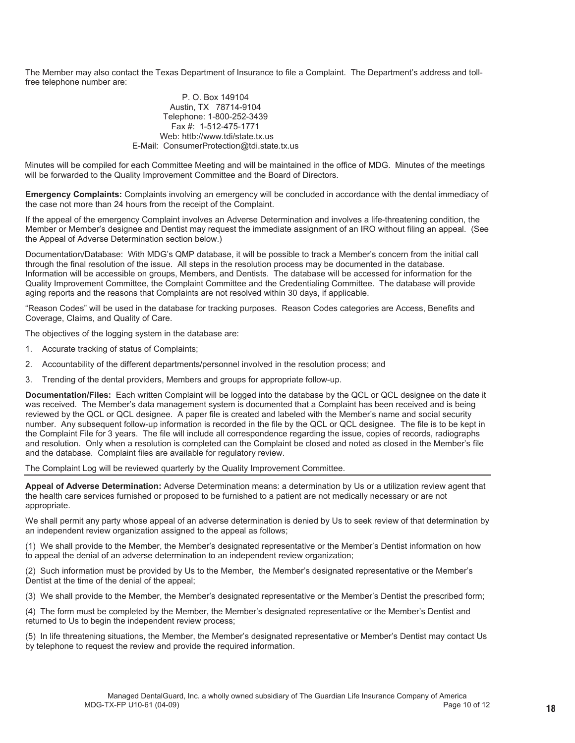The Member may also contact the Texas Department of Insurance to file a Complaint. The Department's address and toll-free telephone number are:

P. O. Box 149104  
Austin, TX 78714-9104  
Telephone: 1-800-252-3439  
Fax #: 1-512-475-1771  
Web: httb://www.tdi/state.tx.us  
E-Mail: ConsumerProtection@tdi.state.tx.us

Minutes will be compiled for each Committee Meeting and will be maintained in the office of MDG. Minutes of the meetings will be forwarded to the Quality Improvement Committee and the Board of Directors.

**Emergency Complaints:** Complaints involving an emergency will be concluded in accordance with the dental immediacy of the case not more than 24 hours from the receipt of the Complaint.

If the appeal of the emergency Complaint involves an Adverse Determination and involves a life-threatening condition, the Member or Member's designee and Dentist may request the immediate assignment of an IRO without filing an appeal. (See the Appeal of Adverse Determination section below.)

Documentation/Database: With MDG's QMP database, it will be possible to track a Member's concern from the initial call through the final resolution of the issue. All steps in the resolution process may be documented in the database. Information will be accessible on groups, Members, and Dentists. The database will be accessed for information for the Quality Improvement Committee, the Complaint Committee and the Credentialing Committee. The database will provide aging reports and the reasons that Complaints are not resolved within 30 days, if applicable.

"Reason Codes" will be used in the database for tracking purposes. Reason Codes categories are Access, Benefits and Coverage, Claims, and Quality of Care.

The objectives of the logging system in the database are:

1. Accurate tracking of status of Complaints;
2. Accountability of the different departments/personnel involved in the resolution process; and
3. Trending of the dental providers, Members and groups for appropriate follow-up.

**Documentation/Files:** Each written Complaint will be logged into the database by the QCL or QCL designee on the date it was received. The Member's data management system is documented that a Complaint has been received and is being reviewed by the QCL or QCL designee. A paper file is created and labeled with the Member's name and social security number. Any subsequent follow-up information is recorded in the file by the QCL or QCL designee. The file is to be kept in the Complaint File for 3 years. The file will include all correspondence regarding the issue, copies of records, radiographs and resolution. Only when a resolution is completed can the Complaint be closed and noted as closed in the Member's file and the database. Complaint files are available for regulatory review.

The Complaint Log will be reviewed quarterly by the Quality Improvement Committee.

---

**Appeal of Adverse Determination:** Adverse Determination means: a determination by Us or a utilization review agent that the health care services furnished or proposed to be furnished to a patient are not medically necessary or are not appropriate.

We shall permit any party whose appeal of an adverse determination is denied by Us to seek review of that determination by an independent review organization assigned to the appeal as follows;

(1) We shall provide to the Member, the Member's designated representative or the Member's Dentist information on how to appeal the denial of an adverse determination to an independent review organization;

(2) Such information must be provided by Us to the Member, the Member's designated representative or the Member's Dentist at the time of the denial of the appeal;

(3) We shall provide to the Member, the Member's designated representative or the Member's Dentist the prescribed form;

(4) The form must be completed by the Member, the Member's designated representative or the Member's Dentist and returned to Us to begin the independent review process;

(5) In life threatening situations, the Member, the Member's designated representative or Member's Dentist may contact Us by telephone to request the review and provide the required information.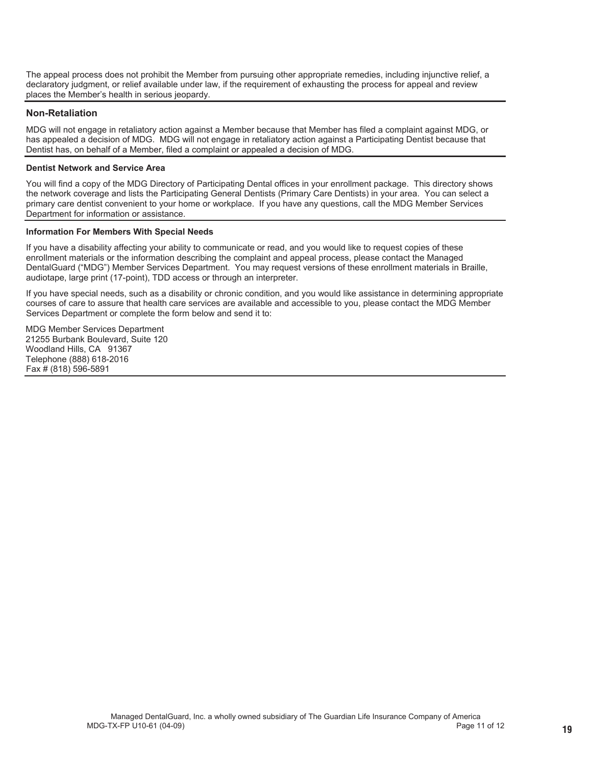The appeal process does not prohibit the Member from pursuing other appropriate remedies, including injunctive relief, a declaratory judgment, or relief available under law, if the requirement of exhausting the process for appeal and review places the Member's health in serious jeopardy.

## Non-Retaliation

MDG will not engage in retaliatory action against a Member because that Member has filed a complaint against MDG, or has appealed a decision of MDG. MDG will not engage in retaliatory action against a Participating Dentist because that Dentist has, on behalf of a Member, filed a complaint or appealed a decision of MDG.

### Dentist Network and Service Area

You will find a copy of the MDG Directory of Participating Dental offices in your enrollment package. This directory shows the network coverage and lists the Participating General Dentists (Primary Care Dentists) in your area. You can select a primary care dentist convenient to your home or workplace. If you have any questions, call the MDG Member Services Department for information or assistance.

### Information For Members With Special Needs

If you have a disability affecting your ability to communicate or read, and you would like to request copies of these enrollment materials or the information describing the complaint and appeal process, please contact the Managed DentalGuard ("MDG") Member Services Department. You may request versions of these enrollment materials in Braille, audiotape, large print (17-point), TDD access or through an interpreter.

If you have special needs, such as a disability or chronic condition, and you would like assistance in determining appropriate courses of care to assure that health care services are available and accessible to you, please contact the MDG Member Services Department or complete the form below and send it to:

MDG Member Services Department
21255 Burbank Boulevard, Suite 120
Woodland Hills, CA 91367
Telephone (888) 618-2016
Fax # (818) 596-5891

Managed DentalGuard, Inc. a wholly owned subsidiary of The Guardian Life Insurance Company of America
MDG-TX-FP U10-61 (04-09)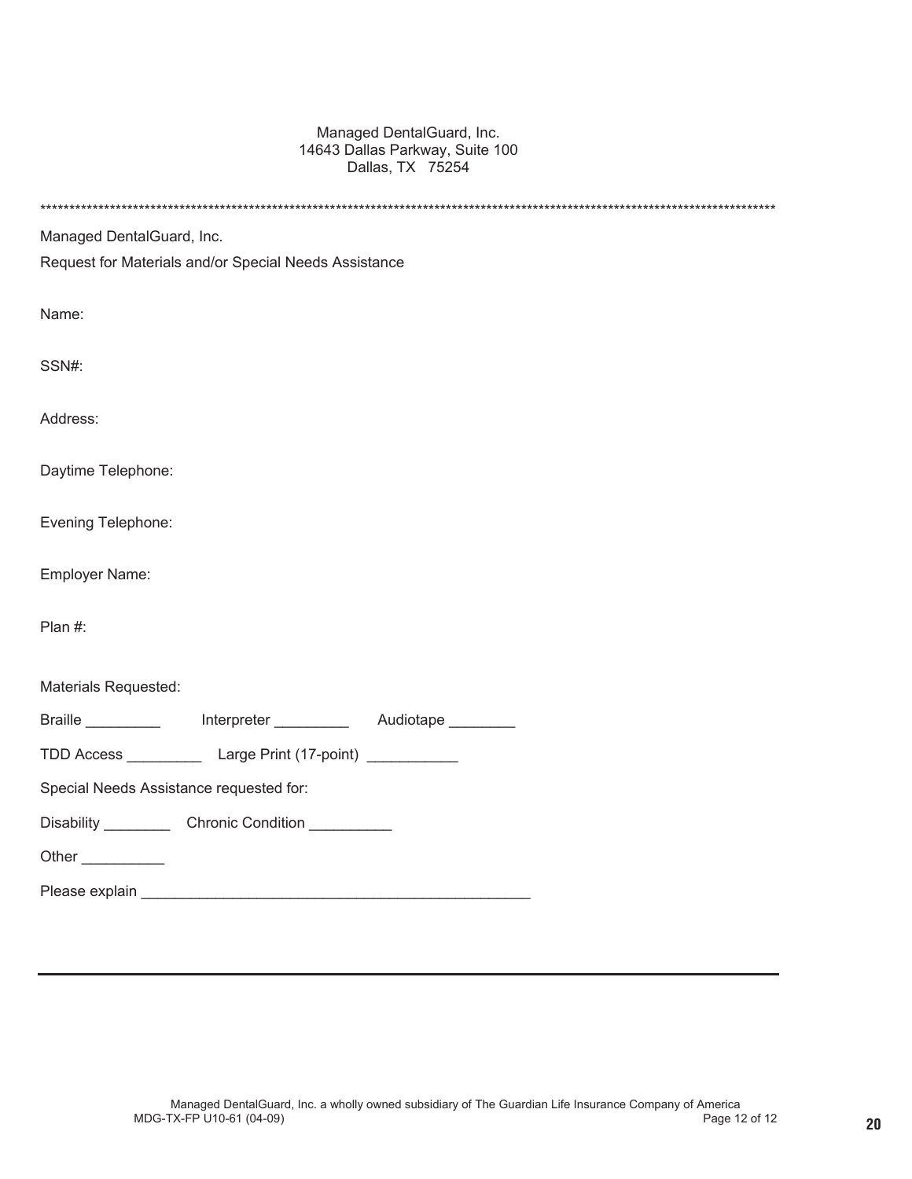Managed DentalGuard, Inc.
14643 Dallas Parkway, Suite 100
Dallas, TX 75254

***

Managed DentalGuard, Inc.

Request for Materials and/or Special Needs Assistance

Name:

SSN#:

Address:

Daytime Telephone:

Evening Telephone:

Employer Name:

Plan #:

Materials Requested:

Braille _________ Interpreter _________ Audiotape ________

TDD Access _________ Large Print (17-point) ___________

Special Needs Assistance requested for:

Disability ________ Chronic Condition __________

Other __________

Please explain _______________________________________________

---

Managed DentalGuard, Inc. a wholly owned subsidiary of The Guardian Life Insurance Company of America
MDG-TX-FP U10-61 (04-09)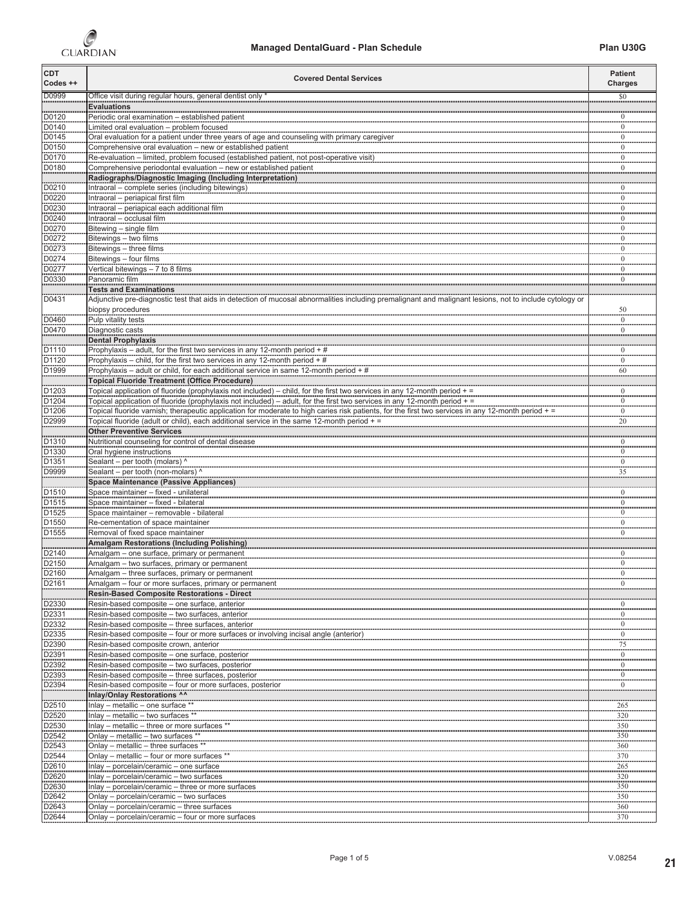# Managed DentalGuard - Plan Schedule

**Plan U30G**

| CDT Codes ++ | Covered Dental Services | Patient Charges |
|---|---|---|
| D0999 | Office visit during regular hours, general dentist only * | $0 |
| | **Evaluations** | |
| D0120 | Periodic oral examination – established patient | 0 |
| D0140 | Limited oral evaluation – problem focused | 0 |
| D0145 | Oral evaluation for a patient under three years of age and counseling with primary caregiver | 0 |
| D0150 | Comprehensive oral evaluation – new or established patient | 0 |
| D0170 | Re-evaluation – limited, problem focused (established patient, not post-operative visit) | 0 |
| D0180 | Comprehensive periodontal evaluation – new or established patient | 0 |
| | **Radiographs/Diagnostic Imaging (Including Interpretation)** | |
| D0210 | Intraoral – complete series (including bitewings) | 0 |
| D0220 | Intraoral – periapical first film | 0 |
| D0230 | Intraoral – periapical each additional film | 0 |
| D0240 | Intraoral – occlusal film | 0 |
| D0270 | Bitewing – single film | 0 |
| D0272 | Bitewings – two films | 0 |
| D0273 | Bitewings – three films | 0 |
| D0274 | Bitewings – four films | 0 |
| D0277 | Vertical bitewings – 7 to 8 films | 0 |
| D0330 | Panoramic film | 0 |
| | **Tests and Examinations** | |
| D0431 | Adjunctive pre-diagnostic test that aids in detection of mucosal abnormalities including premalignant and malignant lesions, not to include cytology or biopsy procedures | 50 |
| D0460 | Pulp vitality tests | 0 |
| D0470 | Diagnostic casts | 0 |
| | **Dental Prophylaxis** | |
| D1110 | Prophylaxis – adult, for the first two services in any 12-month period + # | 0 |
| D1120 | Prophylaxis – child, for the first two services in any 12-month period + # | 0 |
| D1999 | Prophylaxis – adult or child, for each additional service in same 12-month period + # | 60 |
| | **Topical Fluoride Treatment (Office Procedure)** | |
| D1203 | Topical application of fluoride (prophylaxis not included) – child, for the first two services in any 12-month period + = | 0 |
| D1204 | Topical application of fluoride (prophylaxis not included) – adult, for the first two services in any 12-month period + = | 0 |
| D1206 | Topical fluoride varnish; therapeutic application for moderate to high caries risk patients, for the first two services in any 12-month period + = | 0 |
| D2999 | Topical fluoride (adult or child), each additional service in the same 12-month period + = | 20 |
| | **Other Preventive Services** | |
| D1310 | Nutritional counseling for control of dental disease | 0 |
| D1330 | Oral hygiene instructions | 0 |
| D1351 | Sealant – per tooth (molars) ^ | 0 |
| D9999 | Sealant – per tooth (non-molars) ^ | 35 |
| | **Space Maintenance (Passive Appliances)** | |
| D1510 | Space maintainer – fixed - unilateral | 0 |
| D1515 | Space maintainer – fixed - bilateral | 0 |
| D1525 | Space maintainer – removable - bilateral | 0 |
| D1550 | Re-cementation of space maintainer | 0 |
| D1555 | Removal of fixed space maintainer | 0 |
| | **Amalgam Restorations (Including Polishing)** | |
| D2140 | Amalgam – one surface, primary or permanent | 0 |
| D2150 | Amalgam – two surfaces, primary or permanent | 0 |
| D2160 | Amalgam – three surfaces, primary or permanent | 0 |
| D2161 | Amalgam – four or more surfaces, primary or permanent | 0 |
| | **Resin-Based Composite Restorations - Direct** | |
| D2330 | Resin-based composite – one surface, anterior | 0 |
| D2331 | Resin-based composite – two surfaces, anterior | 0 |
| D2332 | Resin-based composite – three surfaces, anterior | 0 |
| D2335 | Resin-based composite – four or more surfaces or involving incisal angle (anterior) | 0 |
| D2390 | Resin-based composite crown, anterior | 75 |
| D2391 | Resin-based composite – one surface, posterior | 0 |
| D2392 | Resin-based composite – two surfaces, posterior | 0 |
| D2393 | Resin-based composite – three surfaces, posterior | 0 |
| D2394 | Resin-based composite – four or more surfaces, posterior | 0 |
| | **Inlay/Onlay Restorations ^^** | |
| D2510 | Inlay – metallic – one surface ** | 265 |
| D2520 | Inlay – metallic – two surfaces ** | 320 |
| D2530 | Inlay – metallic – three or more surfaces ** | 350 |
| D2542 | Onlay – metallic – two surfaces ** | 350 |
| D2543 | Onlay – metallic – three surfaces ** | 360 |
| D2544 | Onlay – metallic – four or more surfaces ** | 370 |
| D2610 | Inlay – porcelain/ceramic – one surface | 265 |
| D2620 | Inlay – porcelain/ceramic – two surfaces | 320 |
| D2630 | Inlay – porcelain/ceramic – three or more surfaces | 350 |
| D2642 | Onlay – porcelain/ceramic – two surfaces | 350 |
| D2643 | Onlay – porcelain/ceramic – three surfaces | 360 |
| D2644 | Onlay – porcelain/ceramic – four or more surfaces | 370 |

V.08254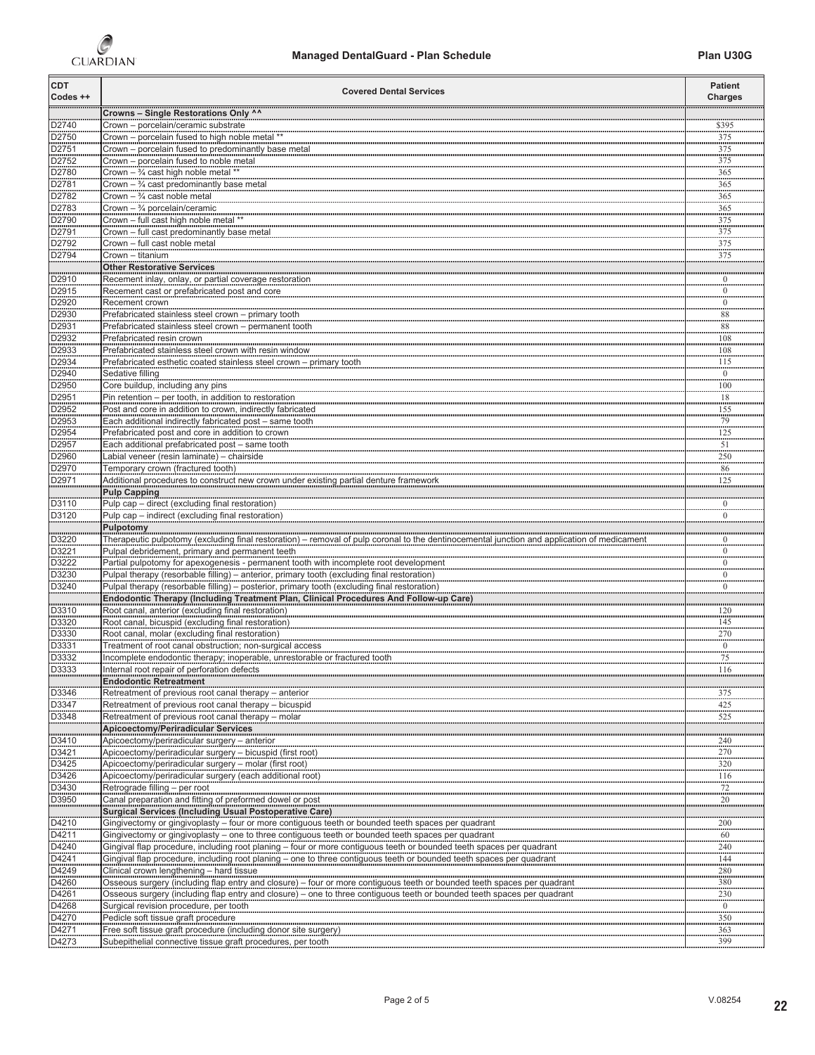| CDT Codes ++ | Covered Dental Services | Patient Charges |
|---|---|---|
| | **Crowns – Single Restorations Only ^^** | |
| D2740 | Crown – porcelain/ceramic substrate | $395 |
| D2750 | Crown – porcelain fused to high noble metal ** | 375 |
| D2751 | Crown – porcelain fused to predominantly base metal | 375 |
| D2752 | Crown – porcelain fused to noble metal | 375 |
| D2780 | Crown – ¾ cast high noble metal ** | 365 |
| D2781 | Crown – ¾ cast predominantly base metal | 365 |
| D2782 | Crown – ¾ cast noble metal | 365 |
| D2783 | Crown – ¾ porcelain/ceramic | 365 |
| D2790 | Crown – full cast high noble metal ** | 375 |
| D2791 | Crown – full cast predominantly base metal | 375 |
| D2792 | Crown – full cast noble metal | 375 |
| D2794 | Crown – titanium | 375 |
| | **Other Restorative Services** | |
| D2910 | Recement inlay, onlay, or partial coverage restoration | 0 |
| D2915 | Recement cast or prefabricated post and core | 0 |
| D2920 | Recement crown | 0 |
| D2930 | Prefabricated stainless steel crown – primary tooth | 88 |
| D2931 | Prefabricated stainless steel crown – permanent tooth | 88 |
| D2932 | Prefabricated resin crown | 108 |
| D2933 | Prefabricated stainless steel crown with resin window | 108 |
| D2934 | Prefabricated esthetic coated stainless steel crown – primary tooth | 115 |
| D2940 | Sedative filling | 0 |
| D2950 | Core buildup, including any pins | 100 |
| D2951 | Pin retention – per tooth, in addition to restoration | 18 |
| D2952 | Post and core in addition to crown, indirectly fabricated | 155 |
| D2953 | Each additional indirectly fabricated post – same tooth | 79 |
| D2954 | Prefabricated post and core in addition to crown | 125 |
| D2957 | Each additional prefabricated post – same tooth | 51 |
| D2960 | Labial veneer (resin laminate) – chairside | 250 |
| D2970 | Temporary crown (fractured tooth) | 86 |
| D2971 | Additional procedures to construct new crown under existing partial denture framework | 125 |
| | **Pulp Capping** | |
| D3110 | Pulp cap – direct (excluding final restoration) | 0 |
| D3120 | Pulp cap – indirect (excluding final restoration) | 0 |
| | **Pulpotomy** | |
| D3220 | Therapeutic pulpotomy (excluding final restoration) – removal of pulp coronal to the dentinocemental junction and application of medicament | 0 |
| D3221 | Pulpal debridement, primary and permanent teeth | 0 |
| D3222 | Partial pulpotomy for apexogenesis - permanent tooth with incomplete root development | 0 |
| D3230 | Pulpal therapy (resorbable filling) – anterior, primary tooth (excluding final restoration) | 0 |
| D3240 | Pulpal therapy (resorbable filling) – posterior, primary tooth (excluding final restoration) | 0 |
| | **Endodontic Therapy (Including Treatment Plan, Clinical Procedures And Follow-up Care)** | |
| D3310 | Root canal, anterior (excluding final restoration) | 120 |
| D3320 | Root canal, bicuspid (excluding final restoration) | 145 |
| D3330 | Root canal, molar (excluding final restoration) | 270 |
| D3331 | Treatment of root canal obstruction; non-surgical access | 0 |
| D3332 | Incomplete endodontic therapy; inoperable, unrestorable or fractured tooth | 75 |
| D3333 | Internal root repair of perforation defects | 116 |
| | **Endodontic Retreatment** | |
| D3346 | Retreatment of previous root canal therapy – anterior | 375 |
| D3347 | Retreatment of previous root canal therapy – bicuspid | 425 |
| D3348 | Retreatment of previous root canal therapy – molar | 525 |
| | **Apicoectomy/Periradicular Services** | |
| D3410 | Apicoectomy/periradicular surgery – anterior | 240 |
| D3421 | Apicoectomy/periradicular surgery – bicuspid (first root) | 270 |
| D3425 | Apicoectomy/periradicular surgery – molar (first root) | 320 |
| D3426 | Apicoectomy/periradicular surgery (each additional root) | 116 |
| D3430 | Retrograde filling – per root | 72 |
| D3950 | Canal preparation and fitting of preformed dowel or post | 20 |
| | **Surgical Services (Including Usual Postoperative Care)** | |
| D4210 | Gingivectomy or gingivoplasty – four or more contiguous teeth or bounded teeth spaces per quadrant | 200 |
| D4211 | Gingivectomy or gingivoplasty – one to three contiguous teeth or bounded teeth spaces per quadrant | 60 |
| D4240 | Gingival flap procedure, including root planing – four or more contiguous teeth or bounded teeth spaces per quadrant | 240 |
| D4241 | Gingival flap procedure, including root planing – one to three contiguous teeth or bounded teeth spaces per quadrant | 144 |
| D4249 | Clinical crown lengthening – hard tissue | 280 |
| D4260 | Osseous surgery (including flap entry and closure) – four or more contiguous teeth or bounded teeth spaces per quadrant | 380 |
| D4261 | Osseous surgery (including flap entry and closure) – one to three contiguous teeth or bounded teeth spaces per quadrant | 230 |
| D4268 | Surgical revision procedure, per tooth | 0 |
| D4270 | Pedicle soft tissue graft procedure | 350 |
| D4271 | Free soft tissue graft procedure (including donor site surgery) | 363 |
| D4273 | Subepithelial connective tissue graft procedures, per tooth | 399 |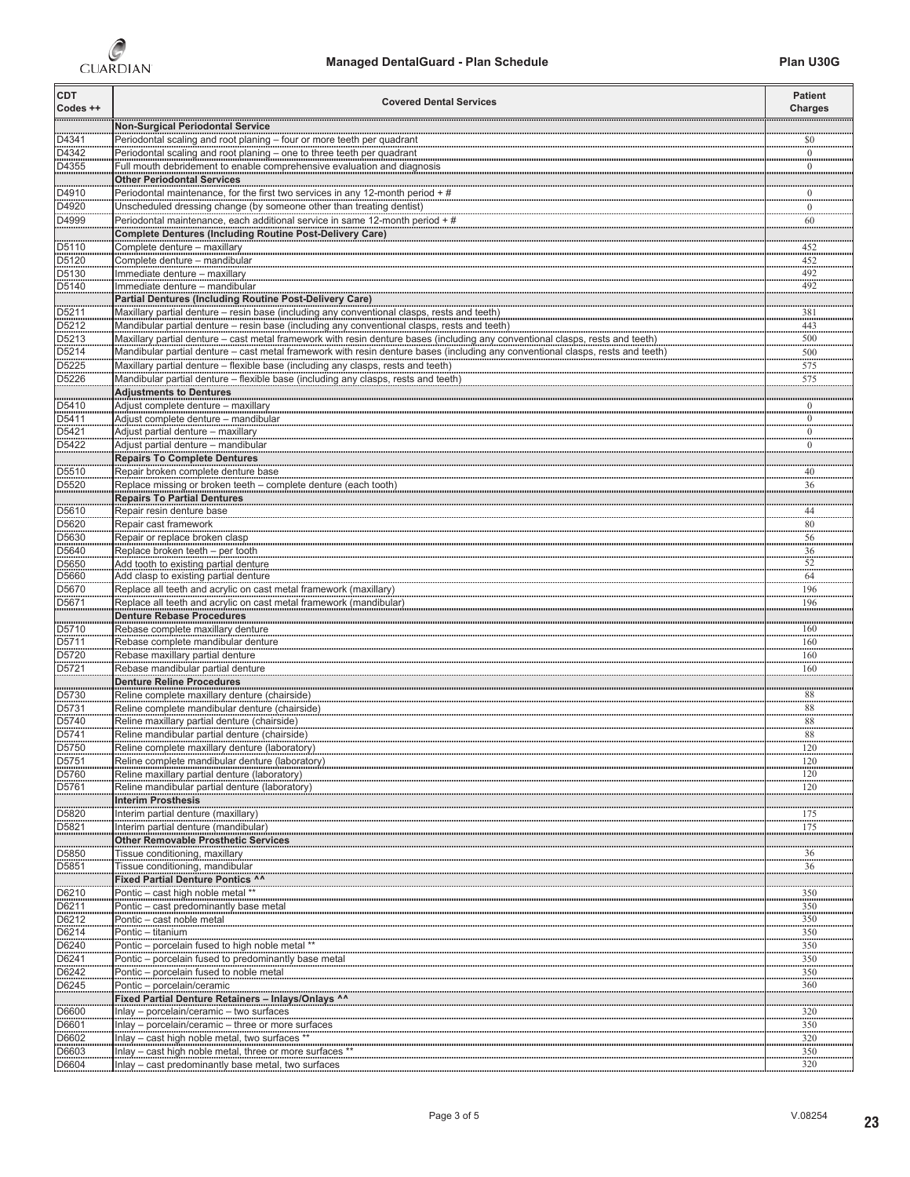| CDT Codes ++ | Covered Dental Services | Patient Charges |
|---|---|---|
| | **Non-Surgical Periodontal Service** | |
| D4341 | Periodontal scaling and root planing – four or more teeth per quadrant | $0 |
| D4342 | Periodontal scaling and root planing – one to three teeth per quadrant | 0 |
| D4355 | Full mouth debridement to enable comprehensive evaluation and diagnosis | 0 |
| | **Other Periodontal Services** | |
| D4910 | Periodontal maintenance, for the first two services in any 12-month period + # | 0 |
| D4920 | Unscheduled dressing change (by someone other than treating dentist) | 0 |
| D4999 | Periodontal maintenance, each additional service in same 12-month period + # | 60 |
| | **Complete Dentures (Including Routine Post-Delivery Care)** | |
| D5110 | Complete denture – maxillary | 452 |
| D5120 | Complete denture – mandibular | 452 |
| D5130 | Immediate denture – maxillary | 492 |
| D5140 | Immediate denture – mandibular | 492 |
| | **Partial Dentures (Including Routine Post-Delivery Care)** | |
| D5211 | Maxillary partial denture – resin base (including any conventional clasps, rests and teeth) | 381 |
| D5212 | Mandibular partial denture – resin base (including any conventional clasps, rests and teeth) | 443 |
| D5213 | Maxillary partial denture – cast metal framework with resin denture bases (including any conventional clasps, rests and teeth) | 500 |
| D5214 | Mandibular partial denture – cast metal framework with resin denture bases (including any conventional clasps, rests and teeth) | 500 |
| D5225 | Maxillary partial denture – flexible base (including any clasps, rests and teeth) | 575 |
| D5226 | Mandibular partial denture – flexible base (including any clasps, rests and teeth) | 575 |
| | **Adjustments to Dentures** | |
| D5410 | Adjust complete denture – maxillary | 0 |
| D5411 | Adjust complete denture – mandibular | 0 |
| D5421 | Adjust partial denture – maxillary | 0 |
| D5422 | Adjust partial denture – mandibular | 0 |
| | **Repairs To Complete Dentures** | |
| D5510 | Repair broken complete denture base | 40 |
| D5520 | Replace missing or broken teeth – complete denture (each tooth) | 36 |
| | **Repairs To Partial Dentures** | |
| D5610 | Repair resin denture base | 44 |
| D5620 | Repair cast framework | 80 |
| D5630 | Repair or replace broken clasp | 56 |
| D5640 | Replace broken teeth – per tooth | 36 |
| D5650 | Add tooth to existing partial denture | 52 |
| D5660 | Add clasp to existing partial denture | 64 |
| D5670 | Replace all teeth and acrylic on cast metal framework (maxillary) | 196 |
| D5671 | Replace all teeth and acrylic on cast metal framework (mandibular) | 196 |
| | **Denture Rebase Procedures** | |
| D5710 | Rebase complete maxillary denture | 160 |
| D5711 | Rebase complete mandibular denture | 160 |
| D5720 | Rebase maxillary partial denture | 160 |
| D5721 | Rebase mandibular partial denture | 160 |
| | **Denture Reline Procedures** | |
| D5730 | Reline complete maxillary denture (chairside) | 88 |
| D5731 | Reline complete mandibular denture (chairside) | 88 |
| D5740 | Reline maxillary partial denture (chairside) | 88 |
| D5741 | Reline mandibular partial denture (chairside) | 88 |
| D5750 | Reline complete maxillary denture (laboratory) | 120 |
| D5751 | Reline complete mandibular denture (laboratory) | 120 |
| D5760 | Reline maxillary partial denture (laboratory) | 120 |
| D5761 | Reline mandibular partial denture (laboratory) | 120 |
| | **Interim Prosthesis** | |
| D5820 | Interim partial denture (maxillary) | 175 |
| D5821 | Interim partial denture (mandibular) | 175 |
| | **Other Removable Prosthetic Services** | |
| D5850 | Tissue conditioning, maxillary | 36 |
| D5851 | Tissue conditioning, mandibular | 36 |
| | **Fixed Partial Denture Pontics ^^** | |
| D6210 | Pontic – cast high noble metal ** | 350 |
| D6211 | Pontic – cast predominantly base metal | 350 |
| D6212 | Pontic – cast noble metal | 350 |
| D6214 | Pontic – titanium | 350 |
| D6240 | Pontic – porcelain fused to high noble metal ** | 350 |
| D6241 | Pontic – porcelain fused to predominantly base metal | 350 |
| D6242 | Pontic – porcelain fused to noble metal | 350 |
| D6245 | Pontic – porcelain/ceramic | 360 |
| | **Fixed Partial Denture Retainers – Inlays/Onlays ^^** | |
| D6600 | Inlay – porcelain/ceramic – two surfaces | 320 |
| D6601 | Inlay – porcelain/ceramic – three or more surfaces | 350 |
| D6602 | Inlay – cast high noble metal, two surfaces ** | 320 |
| D6603 | Inlay – cast high noble metal, three or more surfaces ** | 350 |
| D6604 | Inlay – cast predominantly base metal, two surfaces | 320 |

V.08254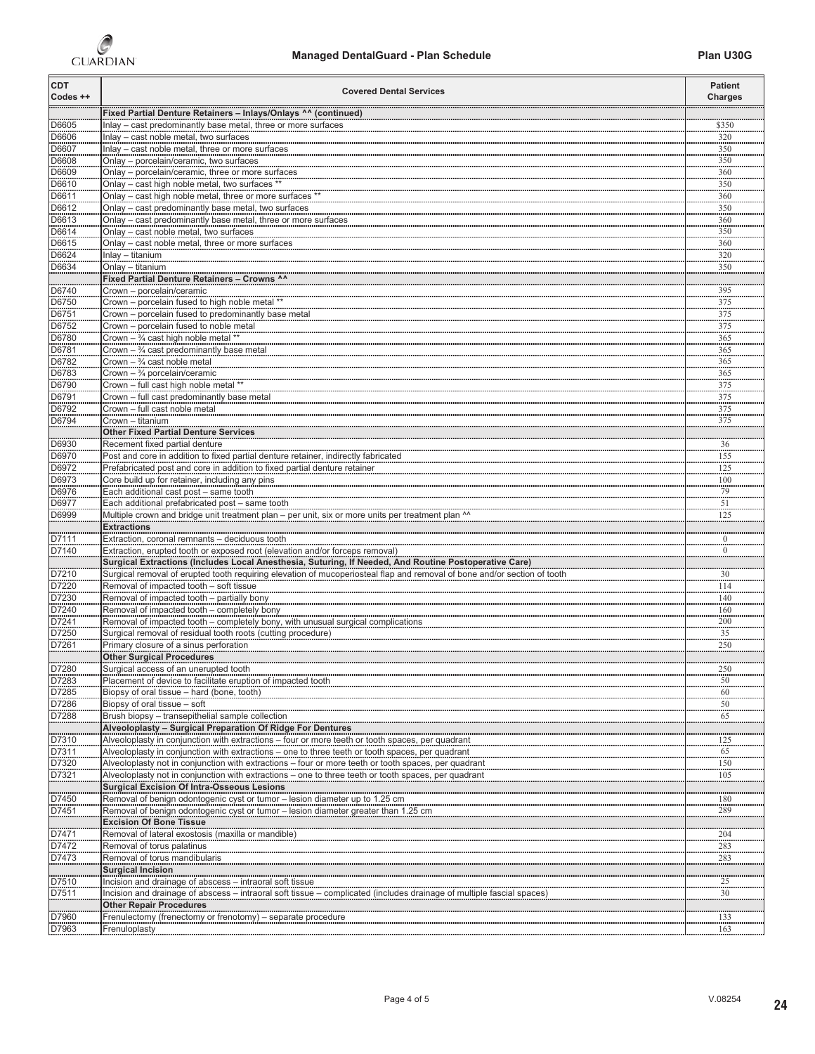**Managed DentalGuard - Plan Schedule** **Plan U30G**

| CDT Codes ++ | Covered Dental Services | Patient Charges |
|---|---|---|
| | **Fixed Partial Denture Retainers – Inlays/Onlays ^^ (continued)** | |
| D6605 | Inlay – cast predominantly base metal, three or more surfaces | $350 |
| D6606 | Inlay – cast noble metal, two surfaces | 320 |
| D6607 | Inlay – cast noble metal, three or more surfaces | 350 |
| D6608 | Onlay – porcelain/ceramic, two surfaces | 350 |
| D6609 | Onlay – porcelain/ceramic, three or more surfaces | 360 |
| D6610 | Onlay – cast high noble metal, two surfaces ** | 350 |
| D6611 | Onlay – cast high noble metal, three or more surfaces ** | 360 |
| D6612 | Onlay – cast predominantly base metal, two surfaces | 350 |
| D6613 | Onlay – cast predominantly base metal, three or more surfaces | 360 |
| D6614 | Onlay – cast noble metal, two surfaces | 350 |
| D6615 | Onlay – cast noble metal, three or more surfaces | 360 |
| D6624 | Inlay – titanium | 320 |
| D6634 | Onlay – titanium | 350 |
| | **Fixed Partial Denture Retainers – Crowns ^^** | |
| D6740 | Crown – porcelain/ceramic | 395 |
| D6750 | Crown – porcelain fused to high noble metal ** | 375 |
| D6751 | Crown – porcelain fused to predominantly base metal | 375 |
| D6752 | Crown – porcelain fused to noble metal | 375 |
| D6780 | Crown – ¾ cast high noble metal ** | 365 |
| D6781 | Crown – ¾ cast predominantly base metal | 365 |
| D6782 | Crown – ¾ cast noble metal | 365 |
| D6783 | Crown – ¾ porcelain/ceramic | 365 |
| D6790 | Crown – full cast high noble metal ** | 375 |
| D6791 | Crown – full cast predominantly base metal | 375 |
| D6792 | Crown – full cast noble metal | 375 |
| D6794 | Crown – titanium | 375 |
| | **Other Fixed Partial Denture Services** | |
| D6930 | Recement fixed partial denture | 36 |
| D6970 | Post and core in addition to fixed partial denture retainer, indirectly fabricated | 155 |
| D6972 | Prefabricated post and core in addition to fixed partial denture retainer | 125 |
| D6973 | Core build up for retainer, including any pins | 100 |
| D6976 | Each additional cast post – same tooth | 79 |
| D6977 | Each additional prefabricated post – same tooth | 51 |
| D6999 | Multiple crown and bridge unit treatment plan – per unit, six or more units per treatment plan ^^ | 125 |
| | **Extractions** | |
| D7111 | Extraction, coronal remnants – deciduous tooth | 0 |
| D7140 | Extraction, erupted tooth or exposed root (elevation and/or forceps removal) | 0 |
| | **Surgical Extractions (Includes Local Anesthesia, Suturing, If Needed, And Routine Postoperative Care)** | |
| D7210 | Surgical removal of erupted tooth requiring elevation of mucoperiosteal flap and removal of bone and/or section of tooth | 30 |
| D7220 | Removal of impacted tooth – soft tissue | 114 |
| D7230 | Removal of impacted tooth – partially bony | 140 |
| D7240 | Removal of impacted tooth – completely bony | 160 |
| D7241 | Removal of impacted tooth – completely bony, with unusual surgical complications | 200 |
| D7250 | Surgical removal of residual tooth roots (cutting procedure) | 35 |
| D7261 | Primary closure of a sinus perforation | 250 |
| | **Other Surgical Procedures** | |
| D7280 | Surgical access of an unerupted tooth | 250 |
| D7283 | Placement of device to facilitate eruption of impacted tooth | 50 |
| D7285 | Biopsy of oral tissue – hard (bone, tooth) | 60 |
| D7286 | Biopsy of oral tissue – soft | 50 |
| D7288 | Brush biopsy – transepithelial sample collection | 65 |
| | **Alveoloplasty – Surgical Preparation Of Ridge For Dentures** | |
| D7310 | Alveoloplasty in conjunction with extractions – four or more teeth or tooth spaces, per quadrant | 125 |
| D7311 | Alveoloplasty in conjunction with extractions – one to three teeth or tooth spaces, per quadrant | 65 |
| D7320 | Alveoloplasty not in conjunction with extractions – four or more teeth or tooth spaces, per quadrant | 150 |
| D7321 | Alveoloplasty not in conjunction with extractions – one to three teeth or tooth spaces, per quadrant | 105 |
| | **Surgical Excision Of Intra-Osseous Lesions** | |
| D7450 | Removal of benign odontogenic cyst or tumor – lesion diameter up to 1.25 cm | 180 |
| D7451 | Removal of benign odontogenic cyst or tumor – lesion diameter greater than 1.25 cm | 289 |
| | **Excision Of Bone Tissue** | |
| D7471 | Removal of lateral exostosis (maxilla or mandible) | 204 |
| D7472 | Removal of torus palatinus | 283 |
| D7473 | Removal of torus mandibularis | 283 |
| | **Surgical Incision** | |
| D7510 | Incision and drainage of abscess – intraoral soft tissue | 25 |
| D7511 | Incision and drainage of abscess – intraoral soft tissue – complicated (includes drainage of multiple fascial spaces) | 30 |
| | **Other Repair Procedures** | |
| D7960 | Frenulectomy (frenectomy or frenotomy) – separate procedure | 133 |
| D7963 | Frenuloplasty | 163 |

V.08254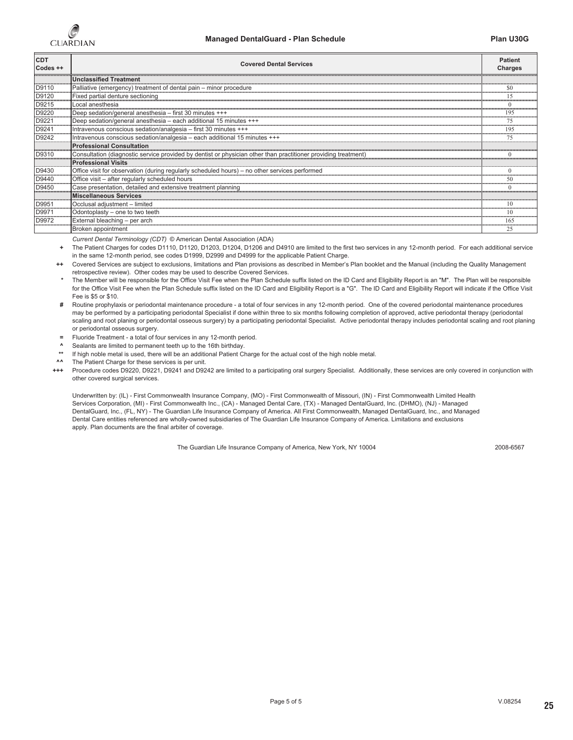## Managed DentalGuard - Plan Schedule

**Plan U30G**

| CDT Codes ++ | Covered Dental Services | Patient Charges |
|---|---|---|
| | **Unclassified Treatment** | |
| D9110 | Palliative (emergency) treatment of dental pain – minor procedure | $0 |
| D9120 | Fixed partial denture sectioning | 15 |
| D9215 | Local anesthesia | 0 |
| D9220 | Deep sedation/general anesthesia – first 30 minutes +++ | 195 |
| D9221 | Deep sedation/general anesthesia – each additional 15 minutes +++ | 75 |
| D9241 | Intravenous conscious sedation/analgesia – first 30 minutes +++ | 195 |
| D9242 | Intravenous conscious sedation/analgesia – each additional 15 minutes +++ | 75 |
| | **Professional Consultation** | |
| D9310 | Consultation (diagnostic service provided by dentist or physician other than practitioner providing treatment) | 0 |
| | **Professional Visits** | |
| D9430 | Office visit for observation (during regularly scheduled hours) – no other services performed | 0 |
| D9440 | Office visit – after regularly scheduled hours | 50 |
| D9450 | Case presentation, detailed and extensive treatment planning | 0 |
| | **Miscellaneous Services** | |
| D9951 | Occlusal adjustment – limited | 10 |
| D9971 | Odontoplasty – one to two teeth | 10 |
| D9972 | External bleaching – per arch | 165 |
| | Broken appointment | 25 |

*Current Dental Terminology (CDT)* © American Dental Association (ADA)

- **+** The Patient Charges for codes D1110, D1120, D1203, D1204, D1206 and D4910 are limited to the first two services in any 12-month period. For each additional service in the same 12-month period, see codes D1999, D2999 and D4999 for the applicable Patient Charge.
- **++** Covered Services are subject to exclusions, limitations and Plan provisions as described in Member's Plan booklet and the Manual (including the Quality Management retrospective review). Other codes may be used to describe Covered Services.
- **\*** The Member will be responsible for the Office Visit Fee when the Plan Schedule suffix listed on the ID Card and Eligibility Report is an "M". The Plan will be responsible for the Office Visit Fee when the Plan Schedule suffix listed on the ID Card and Eligibility Report is a "G". The ID Card and Eligibility Report will indicate if the Office Visit Fee is $5 or $10.
- **#** Routine prophylaxis or periodontal maintenance procedure - a total of four services in any 12-month period. One of the covered periodontal maintenance procedures may be performed by a participating periodontal Specialist if done within three to six months following completion of approved, active periodontal therapy (periodontal scaling and root planing or periodontal osseous surgery) by a participating periodontal Specialist. Active periodontal therapy includes periodontal scaling and root planing or periodontal osseous surgery.
- **=** Fluoride Treatment - a total of four services in any 12-month period.
- **^** Sealants are limited to permanent teeth up to the 16th birthday.
- **\*\*** If high noble metal is used, there will be an additional Patient Charge for the actual cost of the high noble metal.
- **^^** The Patient Charge for these services is per unit.
- **+++** Procedure codes D9220, D9221, D9241 and D9242 are limited to a participating oral surgery Specialist. Additionally, these services are only covered in conjunction with other covered surgical services.

Underwritten by: (IL) - First Commonwealth Insurance Company, (MO) - First Commonwealth of Missouri, (IN) - First Commonwealth Limited Health Services Corporation, (MI) - First Commonwealth Inc., (CA) - Managed Dental Care, (TX) - Managed DentalGuard, Inc. (DHMO), (NJ) - Managed DentalGuard, Inc., (FL, NY) - The Guardian Life Insurance Company of America. All First Commonwealth, Managed DentalGuard, Inc., and Managed Dental Care entities referenced are wholly-owned subsidiaries of The Guardian Life Insurance Company of America. Limitations and exclusions apply. Plan documents are the final arbiter of coverage.

The Guardian Life Insurance Company of America, New York, NY 10004 2008-6567

V.08254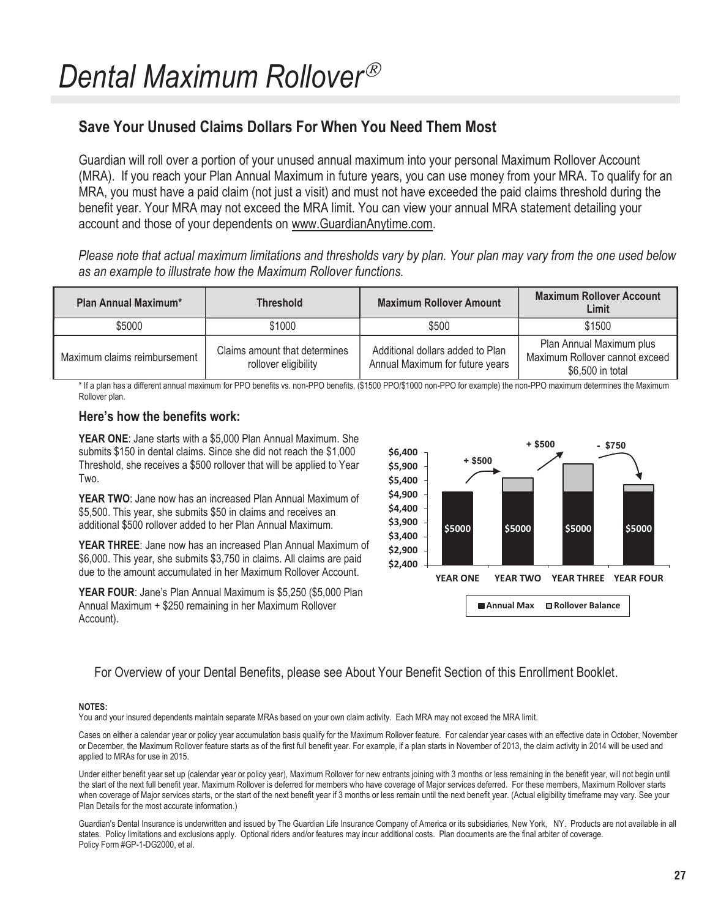# Dental Maximum Rollover®

## Save Your Unused Claims Dollars For When You Need Them Most

Guardian will roll over a portion of your unused annual maximum into your personal Maximum Rollover Account (MRA). If you reach your Plan Annual Maximum in future years, you can use money from your MRA. To qualify for an MRA, you must have a paid claim (not just a visit) and must not have exceeded the paid claims threshold during the benefit year. Your MRA may not exceed the MRA limit. You can view your annual MRA statement detailing your account and those of your dependents on www.GuardianAnytime.com.

*Please note that actual maximum limitations and thresholds vary by plan. Your plan may vary from the one used below as an example to illustrate how the Maximum Rollover functions.*

| Plan Annual Maximum* | Threshold | Maximum Rollover Amount | Maximum Rollover Account Limit |
|---|---|---|---|
| $5000 | $1000 | $500 | $1500 |
| Maximum claims reimbursement | Claims amount that determines rollover eligibility | Additional dollars added to Plan Annual Maximum for future years | Plan Annual Maximum plus Maximum Rollover cannot exceed $6,500 in total |

\* If a plan has a different annual maximum for PPO benefits vs. non-PPO benefits, ($1500 PPO/$1000 non-PPO for example) the non-PPO maximum determines the Maximum Rollover plan.

### Here's how the benefits work:

**YEAR ONE**: Jane starts with a $5,000 Plan Annual Maximum. She submits $150 in dental claims. Since she did not reach the $1,000 Threshold, she receives a $500 rollover that will be applied to Year Two.

**YEAR TWO**: Jane now has an increased Plan Annual Maximum of $5,500. This year, she submits $50 in claims and receives an additional $500 rollover added to her Plan Annual Maximum.

**YEAR THREE**: Jane now has an increased Plan Annual Maximum of $6,000. This year, she submits $3,750 in claims. All claims are paid due to the amount accumulated in her Maximum Rollover Account.

**YEAR FOUR**: Jane's Plan Annual Maximum is $5,250 ($5,000 Plan Annual Maximum + $250 remaining in her Maximum Rollover Account).

For Overview of your Dental Benefits, please see About Your Benefit Section of this Enrollment Booklet.

**NOTES:**

You and your insured dependents maintain separate MRAs based on your own claim activity. Each MRA may not exceed the MRA limit.

Cases on either a calendar year or policy year accumulation basis qualify for the Maximum Rollover feature. For calendar year cases with an effective date in October, November or December, the Maximum Rollover feature starts as of the first full benefit year. For example, if a plan starts in November of 2013, the claim activity in 2014 will be used and applied to MRAs for use in 2015.

Under either benefit year set up (calendar year or policy year), Maximum Rollover for new entrants joining with 3 months or less remaining in the benefit year, will not begin until the start of the next full benefit year. Maximum Rollover is deferred for members who have coverage of Major services deferred. For these members, Maximum Rollover starts when coverage of Major services starts, or the start of the next benefit year if 3 months or less remain until the next benefit year. (Actual eligibility timeframe may vary. See your Plan Details for the most accurate information.)

Guardian's Dental Insurance is underwritten and issued by The Guardian Life Insurance Company of America or its subsidiaries, New York, NY. Products are not available in all states. Policy limitations and exclusions apply. Optional riders and/or features may incur additional costs. Plan documents are the final arbiter of coverage. Policy Form #GP-1-DG2000, et al.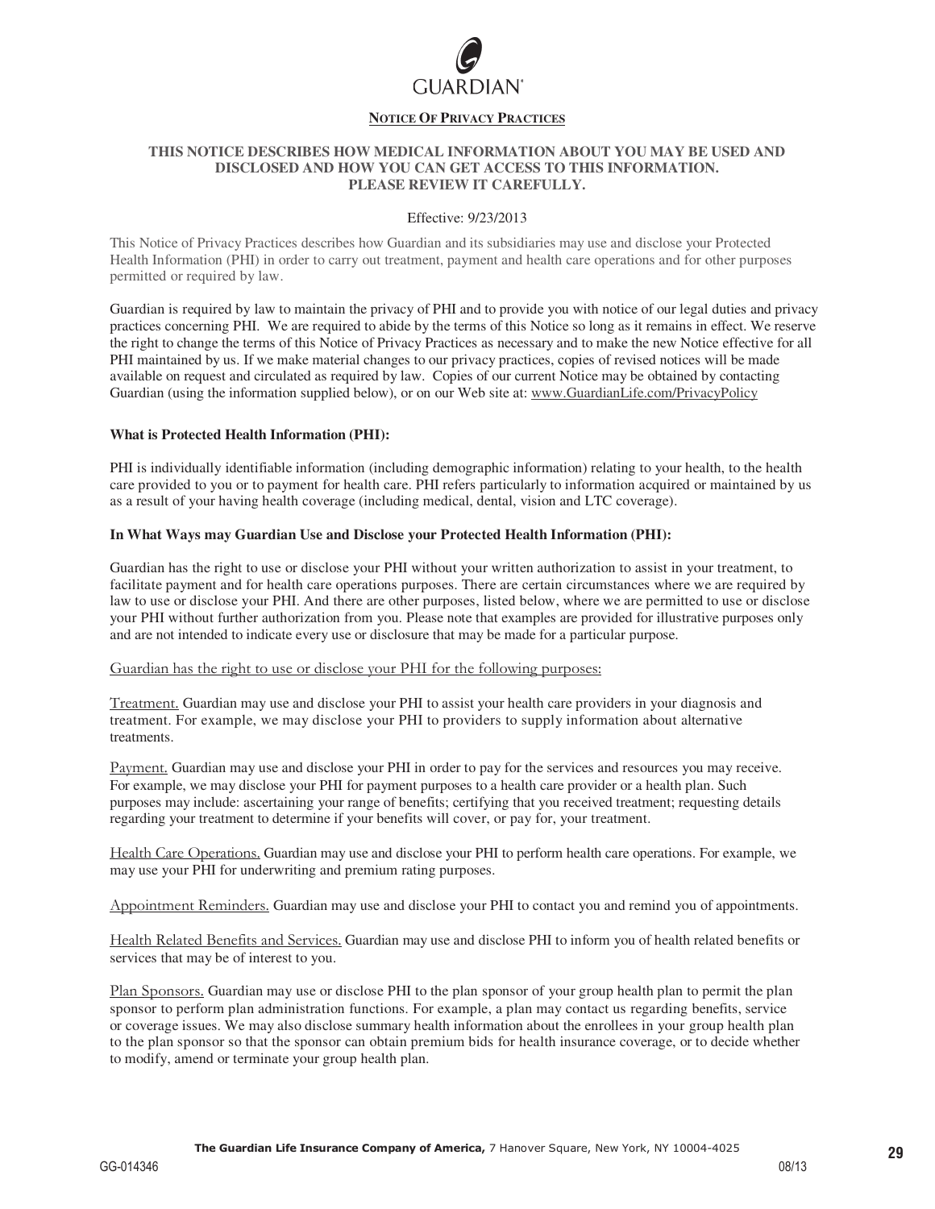GUARDIAN®

## NOTICE OF PRIVACY PRACTICES

**THIS NOTICE DESCRIBES HOW MEDICAL INFORMATION ABOUT YOU MAY BE USED AND DISCLOSED AND HOW YOU CAN GET ACCESS TO THIS INFORMATION. PLEASE REVIEW IT CAREFULLY.**

Effective: 9/23/2013

This Notice of Privacy Practices describes how Guardian and its subsidiaries may use and disclose your Protected Health Information (PHI) in order to carry out treatment, payment and health care operations and for other purposes permitted or required by law.

Guardian is required by law to maintain the privacy of PHI and to provide you with notice of our legal duties and privacy practices concerning PHI. We are required to abide by the terms of this Notice so long as it remains in effect. We reserve the right to change the terms of this Notice of Privacy Practices as necessary and to make the new Notice effective for all PHI maintained by us. If we make material changes to our privacy practices, copies of revised notices will be made available on request and circulated as required by law. Copies of our current Notice may be obtained by contacting Guardian (using the information supplied below), or on our Web site at: www.GuardianLife.com/PrivacyPolicy

**What is Protected Health Information (PHI):**

PHI is individually identifiable information (including demographic information) relating to your health, to the health care provided to you or to payment for health care. PHI refers particularly to information acquired or maintained by us as a result of your having health coverage (including medical, dental, vision and LTC coverage).

**In What Ways may Guardian Use and Disclose your Protected Health Information (PHI):**

Guardian has the right to use or disclose your PHI without your written authorization to assist in your treatment, to facilitate payment and for health care operations purposes. There are certain circumstances where we are required by law to use or disclose your PHI. And there are other purposes, listed below, where we are permitted to use or disclose your PHI without further authorization from you. Please note that examples are provided for illustrative purposes only and are not intended to indicate every use or disclosure that may be made for a particular purpose.

Guardian has the right to use or disclose your PHI for the following purposes:

Treatment. Guardian may use and disclose your PHI to assist your health care providers in your diagnosis and treatment. For example, we may disclose your PHI to providers to supply information about alternative treatments.

Payment. Guardian may use and disclose your PHI in order to pay for the services and resources you may receive. For example, we may disclose your PHI for payment purposes to a health care provider or a health plan. Such purposes may include: ascertaining your range of benefits; certifying that you received treatment; requesting details regarding your treatment to determine if your benefits will cover, or pay for, your treatment.

Health Care Operations. Guardian may use and disclose your PHI to perform health care operations. For example, we may use your PHI for underwriting and premium rating purposes.

Appointment Reminders. Guardian may use and disclose your PHI to contact you and remind you of appointments.

Health Related Benefits and Services. Guardian may use and disclose PHI to inform you of health related benefits or services that may be of interest to you.

Plan Sponsors. Guardian may use or disclose PHI to the plan sponsor of your group health plan to permit the plan sponsor to perform plan administration functions. For example, a plan may contact us regarding benefits, service or coverage issues. We may also disclose summary health information about the enrollees in your group health plan to the plan sponsor so that the sponsor can obtain premium bids for health insurance coverage, or to decide whether to modify, amend or terminate your group health plan.

**The Guardian Life Insurance Company of America,** 7 Hanover Square, New York, NY 10004-4025

GG-014346 08/13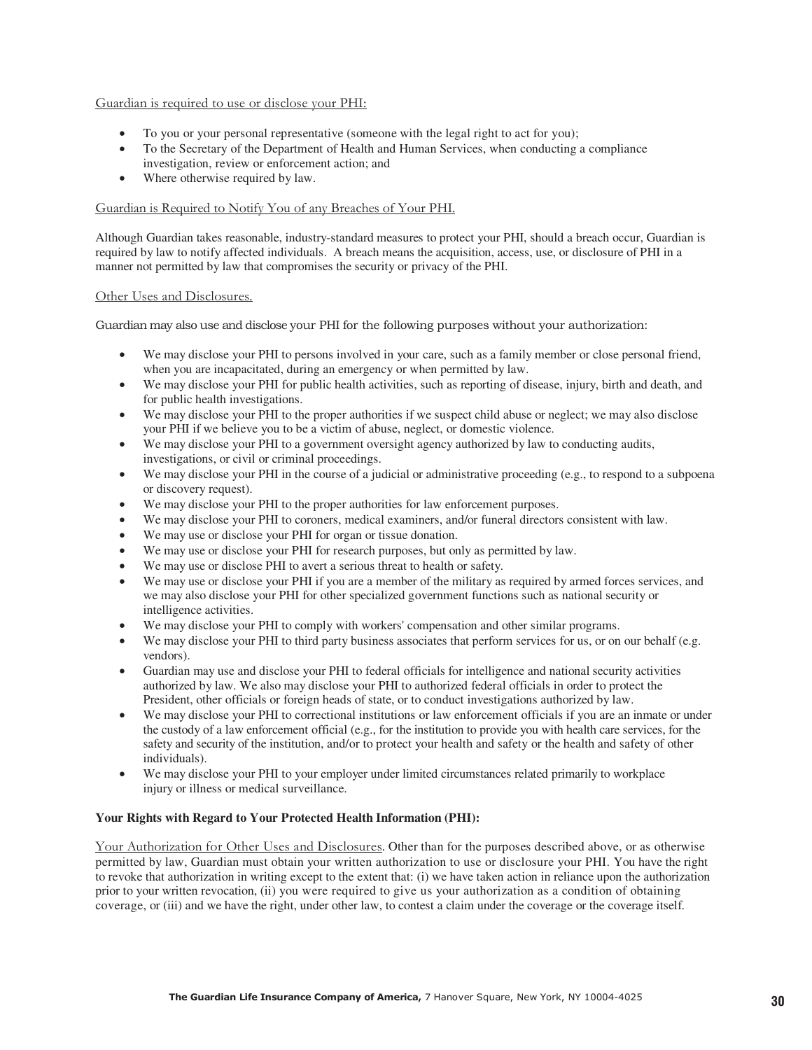Guardian is required to use or disclose your PHI:

- To you or your personal representative (someone with the legal right to act for you);
- To the Secretary of the Department of Health and Human Services, when conducting a compliance investigation, review or enforcement action; and
- Where otherwise required by law.

Guardian is Required to Notify You of any Breaches of Your PHI.

Although Guardian takes reasonable, industry-standard measures to protect your PHI, should a breach occur, Guardian is required by law to notify affected individuals. A breach means the acquisition, access, use, or disclosure of PHI in a manner not permitted by law that compromises the security or privacy of the PHI.

Other Uses and Disclosures.

Guardian may also use and disclose your PHI for the following purposes without your authorization:

- We may disclose your PHI to persons involved in your care, such as a family member or close personal friend, when you are incapacitated, during an emergency or when permitted by law.
- We may disclose your PHI for public health activities, such as reporting of disease, injury, birth and death, and for public health investigations.
- We may disclose your PHI to the proper authorities if we suspect child abuse or neglect; we may also disclose your PHI if we believe you to be a victim of abuse, neglect, or domestic violence.
- We may disclose your PHI to a government oversight agency authorized by law to conducting audits, investigations, or civil or criminal proceedings.
- We may disclose your PHI in the course of a judicial or administrative proceeding (e.g., to respond to a subpoena or discovery request).
- We may disclose your PHI to the proper authorities for law enforcement purposes.
- We may disclose your PHI to coroners, medical examiners, and/or funeral directors consistent with law.
- We may use or disclose your PHI for organ or tissue donation.
- We may use or disclose your PHI for research purposes, but only as permitted by law.
- We may use or disclose PHI to avert a serious threat to health or safety.
- We may use or disclose your PHI if you are a member of the military as required by armed forces services, and we may also disclose your PHI for other specialized government functions such as national security or intelligence activities.
- We may disclose your PHI to comply with workers' compensation and other similar programs.
- We may disclose your PHI to third party business associates that perform services for us, or on our behalf (e.g. vendors).
- Guardian may use and disclose your PHI to federal officials for intelligence and national security activities authorized by law. We also may disclose your PHI to authorized federal officials in order to protect the President, other officials or foreign heads of state, or to conduct investigations authorized by law.
- We may disclose your PHI to correctional institutions or law enforcement officials if you are an inmate or under the custody of a law enforcement official (e.g., for the institution to provide you with health care services, for the safety and security of the institution, and/or to protect your health and safety or the health and safety of other individuals).
- We may disclose your PHI to your employer under limited circumstances related primarily to workplace injury or illness or medical surveillance.

**Your Rights with Regard to Your Protected Health Information (PHI):**

Your Authorization for Other Uses and Disclosures. Other than for the purposes described above, or as otherwise permitted by law, Guardian must obtain your written authorization to use or disclosure your PHI. You have the right to revoke that authorization in writing except to the extent that: (i) we have taken action in reliance upon the authorization prior to your written revocation, (ii) you were required to give us your authorization as a condition of obtaining coverage, or (iii) and we have the right, under other law, to contest a claim under the coverage or the coverage itself.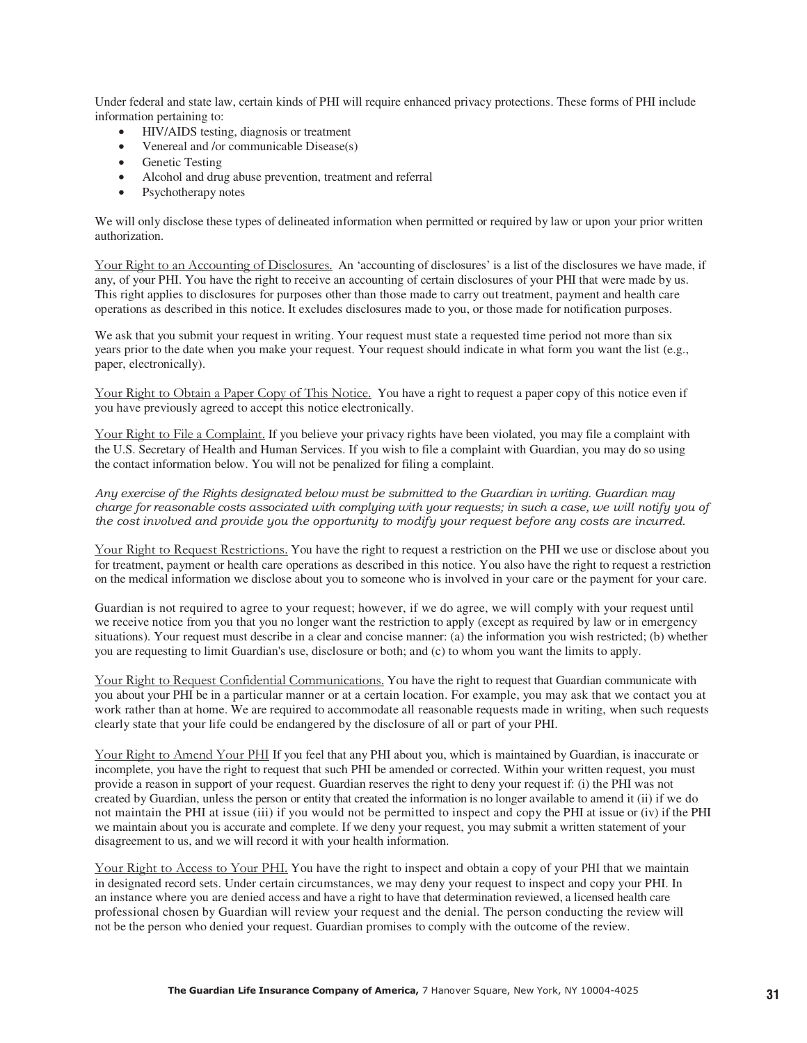Under federal and state law, certain kinds of PHI will require enhanced privacy protections. These forms of PHI include information pertaining to:

- HIV/AIDS testing, diagnosis or treatment
- Venereal and /or communicable Disease(s)
- Genetic Testing
- Alcohol and drug abuse prevention, treatment and referral
- Psychotherapy notes

We will only disclose these types of delineated information when permitted or required by law or upon your prior written authorization.

Your Right to an Accounting of Disclosures. An 'accounting of disclosures' is a list of the disclosures we have made, if any, of your PHI. You have the right to receive an accounting of certain disclosures of your PHI that were made by us. This right applies to disclosures for purposes other than those made to carry out treatment, payment and health care operations as described in this notice. It excludes disclosures made to you, or those made for notification purposes.

We ask that you submit your request in writing. Your request must state a requested time period not more than six years prior to the date when you make your request. Your request should indicate in what form you want the list (e.g., paper, electronically).

Your Right to Obtain a Paper Copy of This Notice. You have a right to request a paper copy of this notice even if you have previously agreed to accept this notice electronically.

Your Right to File a Complaint. If you believe your privacy rights have been violated, you may file a complaint with the U.S. Secretary of Health and Human Services. If you wish to file a complaint with Guardian, you may do so using the contact information below. You will not be penalized for filing a complaint.

*Any exercise of the Rights designated below must be submitted to the Guardian in writing. Guardian may charge for reasonable costs associated with complying with your requests; in such a case, we will notify you of the cost involved and provide you the opportunity to modify your request before any costs are incurred.*

Your Right to Request Restrictions. You have the right to request a restriction on the PHI we use or disclose about you for treatment, payment or health care operations as described in this notice. You also have the right to request a restriction on the medical information we disclose about you to someone who is involved in your care or the payment for your care.

Guardian is not required to agree to your request; however, if we do agree, we will comply with your request until we receive notice from you that you no longer want the restriction to apply (except as required by law or in emergency situations). Your request must describe in a clear and concise manner: (a) the information you wish restricted; (b) whether you are requesting to limit Guardian's use, disclosure or both; and (c) to whom you want the limits to apply.

Your Right to Request Confidential Communications. You have the right to request that Guardian communicate with you about your PHI be in a particular manner or at a certain location. For example, you may ask that we contact you at work rather than at home. We are required to accommodate all reasonable requests made in writing, when such requests clearly state that your life could be endangered by the disclosure of all or part of your PHI.

Your Right to Amend Your PHI If you feel that any PHI about you, which is maintained by Guardian, is inaccurate or incomplete, you have the right to request that such PHI be amended or corrected. Within your written request, you must provide a reason in support of your request. Guardian reserves the right to deny your request if: (i) the PHI was not created by Guardian, unless the person or entity that created the information is no longer available to amend it (ii) if we do not maintain the PHI at issue (iii) if you would not be permitted to inspect and copy the PHI at issue or (iv) if the PHI we maintain about you is accurate and complete. If we deny your request, you may submit a written statement of your disagreement to us, and we will record it with your health information.

Your Right to Access to Your PHI. You have the right to inspect and obtain a copy of your PHI that we maintain in designated record sets. Under certain circumstances, we may deny your request to inspect and copy your PHI. In an instance where you are denied access and have a right to have that determination reviewed, a licensed health care professional chosen by Guardian will review your request and the denial. The person conducting the review will not be the person who denied your request. Guardian promises to comply with the outcome of the review.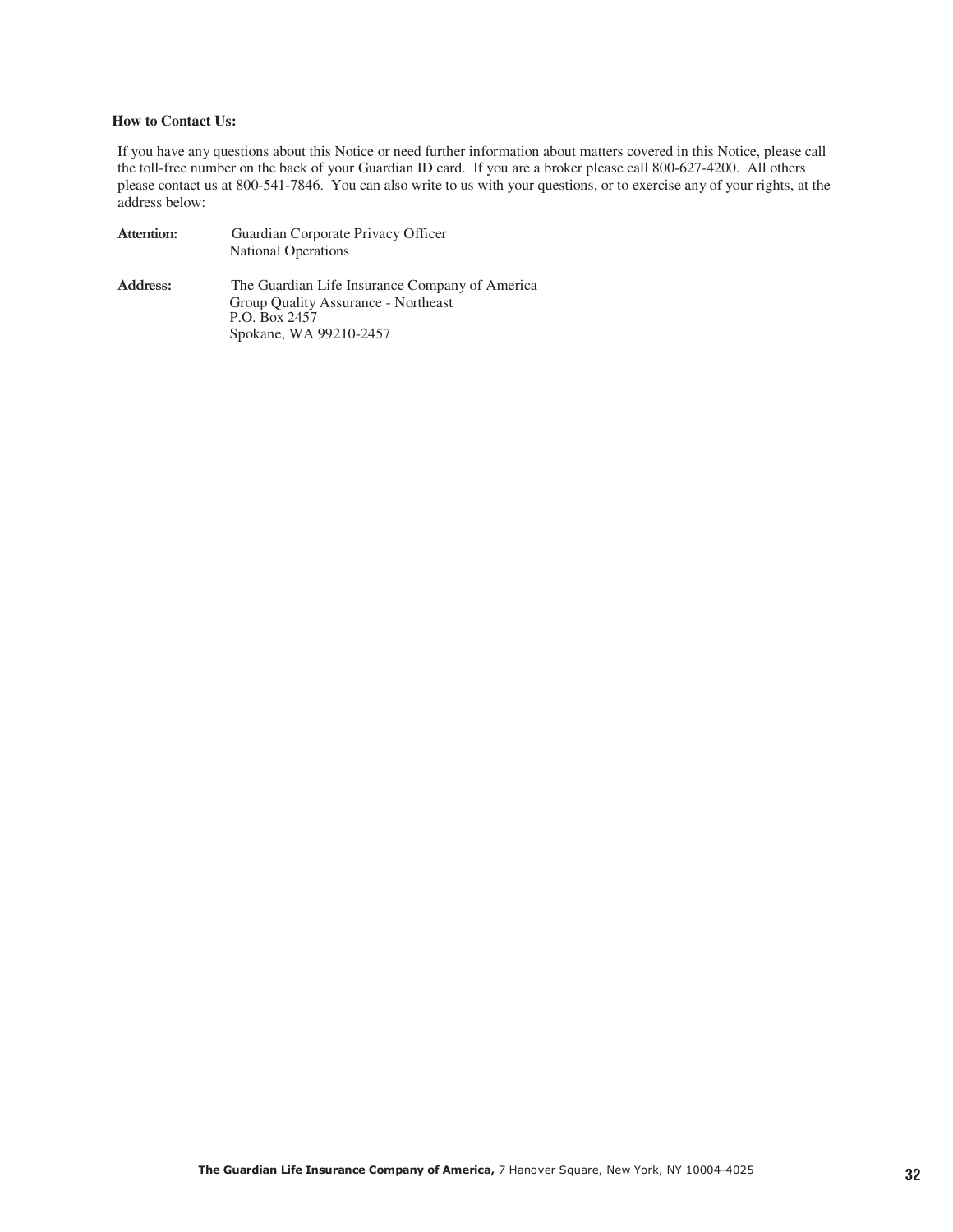**How to Contact Us:**

If you have any questions about this Notice or need further information about matters covered in this Notice, please call the toll-free number on the back of your Guardian ID card. If you are a broker please call 800-627-4200. All others please contact us at 800-541-7846. You can also write to us with your questions, or to exercise any of your rights, at the address below:

**Attention:** Guardian Corporate Privacy Officer
National Operations

**Address:** The Guardian Life Insurance Company of America
Group Quality Assurance - Northeast
P.O. Box 2457
Spokane, WA 99210-2457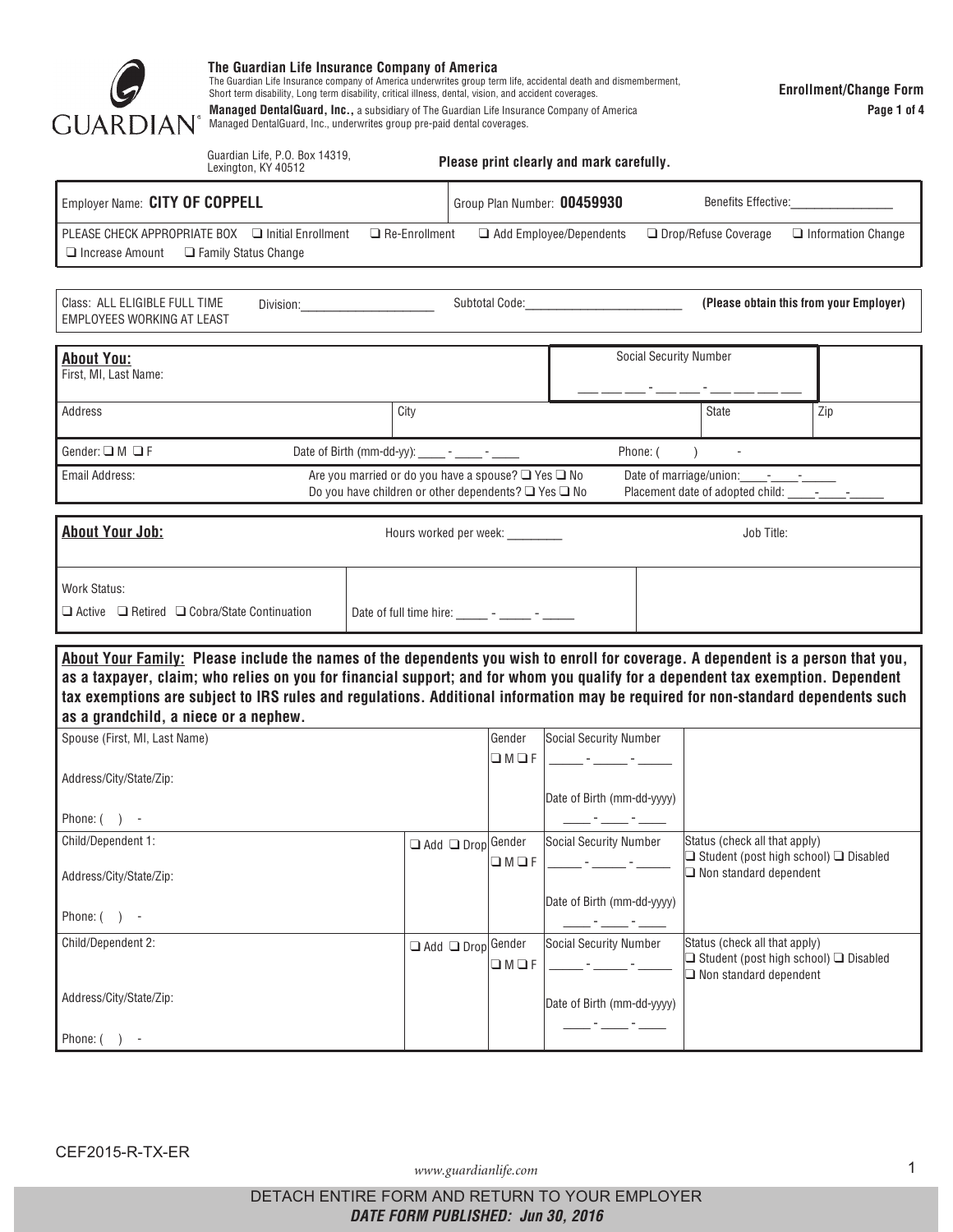**The Guardian Life Insurance Company of America**
The Guardian Life Insurance company of America underwrites group term life, accidental death and dismemberment, Short term disability, Long term disability, critical illness, dental, vision, and accident coverages.
**Managed DentalGuard, Inc.,** a subsidiary of The Guardian Life Insurance Company of America
Managed DentalGuard, Inc., underwrites group pre-paid dental coverages.

**Enrollment/Change Form**

Guardian Life, P.O. Box 14319, Lexington, KY 40512

**Please print clearly and mark carefully.**

| Employer Name: **CITY OF COPPELL** | Group Plan Number: **00459930** | Benefits Effective:________________ |
|---|---|---|

PLEASE CHECK APPROPRIATE BOX ❑ Initial Enrollment ❑ Re-Enrollment ❑ Add Employee/Dependents ❑ Drop/Refuse Coverage ❑ Information Change ❑ Increase Amount ❑ Family Status Change

| Class: ALL ELIGIBLE FULL TIME EMPLOYEES WORKING AT LEAST | Division:_____________________ | Subtotal Code:________________________ | **(Please obtain this from your Employer)** |
|---|---|---|---|

## About You:

| First, MI, Last Name: | | Social Security Number ___ ___ ___ - ___ ___ - ___ ___ ___ ___ | |
|---|---|---|---|
| Address | City | State | Zip |
| Gender: ❑ M ❑ F | Date of Birth (mm-dd-yy): ____ - ____ - ____ | Phone: ( ) - | |
| Email Address: | Are you married or do you have a spouse? ❑ Yes ❑ No<br>Do you have children or other dependents? ❑ Yes ❑ No | Date of marriage/union:____-____-_____<br>Placement date of adopted child: ____-____-_____ | |

## About Your Job:

| | Hours worked per week: ________ | Job Title: |
|---|---|---|
| Work Status:<br>❑ Active ❑ Retired ❑ Cobra/State Continuation | Date of full time hire: _____ - _____ - _____ | |

## About Your Family:

**Please include the names of the dependents you wish to enroll for coverage. A dependent is a person that you, as a taxpayer, claim; who relies on you for financial support; and for whom you qualify for a dependent tax exemption. Dependent tax exemptions are subject to IRS rules and regulations. Additional information may be required for non-standard dependents such as a grandchild, a niece or a nephew.**

| Name | Add/Drop | Gender | Social Security Number / Date of Birth | Status |
|---|---|---|---|---|
| Spouse (First, MI, Last Name)<br>Address/City/State/Zip:<br>Phone: ( ) - | | ❑ M ❑ F | Social Security Number _____ - _____ - _____<br>Date of Birth (mm-dd-yyyy) ____ - ____ - ____ | |
| Child/Dependent 1:<br>Address/City/State/Zip:<br>Phone: ( ) - | ❑ Add ❑ Drop | ❑ M ❑ F | Social Security Number _____ - _____ - _____<br>Date of Birth (mm-dd-yyyy) ____ - ____ - ____ | Status (check all that apply)<br>❑ Student (post high school) ❑ Disabled<br>❑ Non standard dependent |
| Child/Dependent 2:<br>Address/City/State/Zip:<br>Phone: ( ) - | ❑ Add ❑ Drop | ❑ M ❑ F | Social Security Number _____ - _____ - _____<br>Date of Birth (mm-dd-yyyy) ____ - ____ - ____ | Status (check all that apply)<br>❑ Student (post high school) ❑ Disabled<br>❑ Non standard dependent |

CEF2015-R-TX-ER

www.guardianlife.com

DETACH ENTIRE FORM AND RETURN TO YOUR EMPLOYER
***DATE FORM PUBLISHED: Jun 30, 2016***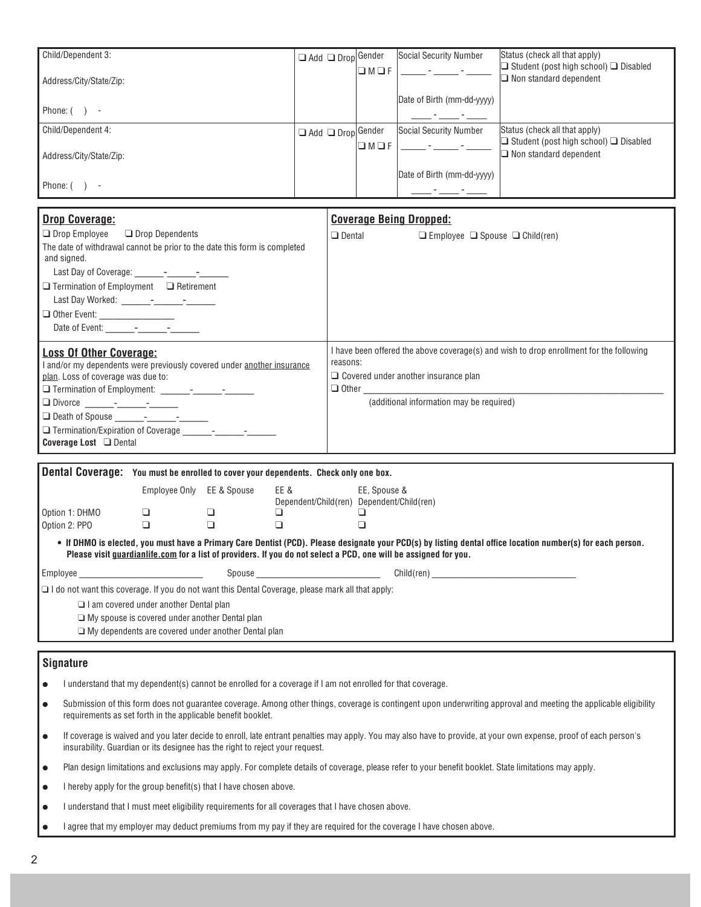| Child/Dependent 3: | ❑ Add ❑ Drop | Gender | Social Security Number | Status (check all that apply) |
|---|---|---|---|---|
| Address/City/State/Zip: | | ❑ M ❑ F | \_\_\_\_\_ - \_\_\_\_\_ - \_\_\_\_\_ | ❑ Student (post high school) ❑ Disabled ❑ Non standard dependent |
| Phone: ( ) - | | | Date of Birth (mm-dd-yyyy) \_\_\_\_ - \_\_\_\_ - \_\_\_\_ | |
| Child/Dependent 4: | ❑ Add ❑ Drop | Gender | Social Security Number | Status (check all that apply) |
| Address/City/State/Zip: | | ❑ M ❑ F | \_\_\_\_\_ - \_\_\_\_\_ - \_\_\_\_\_ | ❑ Student (post high school) ❑ Disabled ❑ Non standard dependent |
| Phone: ( ) - | | | Date of Birth (mm-dd-yyyy) \_\_\_\_ - \_\_\_\_ - \_\_\_\_ | |

## Drop Coverage:

❑ Drop Employee ❑ Drop Dependents

The date of withdrawal cannot be prior to the date this form is completed and signed.

Last Day of Coverage: \_\_\_\_\_\_-\_\_\_\_\_\_-\_\_\_\_\_\_

❑ Termination of Employment ❑ Retirement

Last Day Worked: \_\_\_\_\_\_-\_\_\_\_\_\_-\_\_\_\_\_\_

❑ Other Event: \_\_\_\_\_\_\_\_\_\_\_\_\_\_\_\_

Date of Event: \_\_\_\_\_\_-\_\_\_\_\_\_-\_\_\_\_\_\_

## Coverage Being Dropped:

❑ Dental ❑ Employee ❑ Spouse ❑ Child(ren)

## Loss Of Other Coverage:

I and/or my dependents were previously covered under another insurance plan. Loss of coverage was due to:

❑ Termination of Employment: \_\_\_\_\_\_-\_\_\_\_\_\_-\_\_\_\_\_\_

❑ Divorce \_\_\_\_\_\_-\_\_\_\_\_\_-\_\_\_\_\_\_

❑ Death of Spouse \_\_\_\_\_\_-\_\_\_\_\_\_-\_\_\_\_\_\_

❑ Termination/Expiration of Coverage \_\_\_\_\_\_-\_\_\_\_\_\_-\_\_\_\_\_\_

**Coverage Lost** ❑ Dental

I have been offered the above coverage(s) and wish to drop enrollment for the following reasons:

❑ Covered under another insurance plan

❑ Other \_\_\_\_\_\_\_\_\_\_\_\_\_\_\_\_\_\_\_\_\_\_\_\_\_\_\_\_\_\_\_\_\_\_\_\_\_\_\_\_

(additional information may be required)

## Dental Coverage: You must be enrolled to cover your dependents. Check only one box.

| | Employee Only | EE & Spouse | EE & Dependent/Child(ren) | EE, Spouse & Dependent/Child(ren) |
|---|---|---|---|---|
| Option 1: DHMO | ❑ | ❑ | ❑ | ❑ |
| Option 2: PPO | ❑ | ❑ | ❑ | ❑ |

- **If DHMO is elected, you must have a Primary Care Dentist (PCD). Please designate your PCD(s) by listing dental office location number(s) for each person. Please visit guardianlife.com for a list of providers. If you do not select a PCD, one will be assigned for you.**

Employee \_\_\_\_\_\_\_\_\_\_\_\_\_\_\_\_\_\_\_\_\_\_\_\_ Spouse \_\_\_\_\_\_\_\_\_\_\_\_\_\_\_\_\_\_\_\_\_\_\_\_ Child(ren) \_\_\_\_\_\_\_\_\_\_\_\_\_\_\_\_\_\_\_\_\_\_\_\_

❑ I do not want this coverage. If you do not want this Dental Coverage, please mark all that apply:

- ❑ I am covered under another Dental plan
- ❑ My spouse is covered under another Dental plan
- ❑ My dependents are covered under another Dental plan

## Signature

- I understand that my dependent(s) cannot be enrolled for a coverage if I am not enrolled for that coverage.
- Submission of this form does not guarantee coverage. Among other things, coverage is contingent upon underwriting approval and meeting the applicable eligibility requirements as set forth in the applicable benefit booklet.
- If coverage is waived and you later decide to enroll, late entrant penalties may apply. You may also have to provide, at your own expense, proof of each person's insurability. Guardian or its designee has the right to reject your request.
- Plan design limitations and exclusions may apply. For complete details of coverage, please refer to your benefit booklet. State limitations may apply.
- I hereby apply for the group benefit(s) that I have chosen above.
- I understand that I must meet eligibility requirements for all coverages that I have chosen above.
- I agree that my employer may deduct premiums from my pay if they are required for the coverage I have chosen above.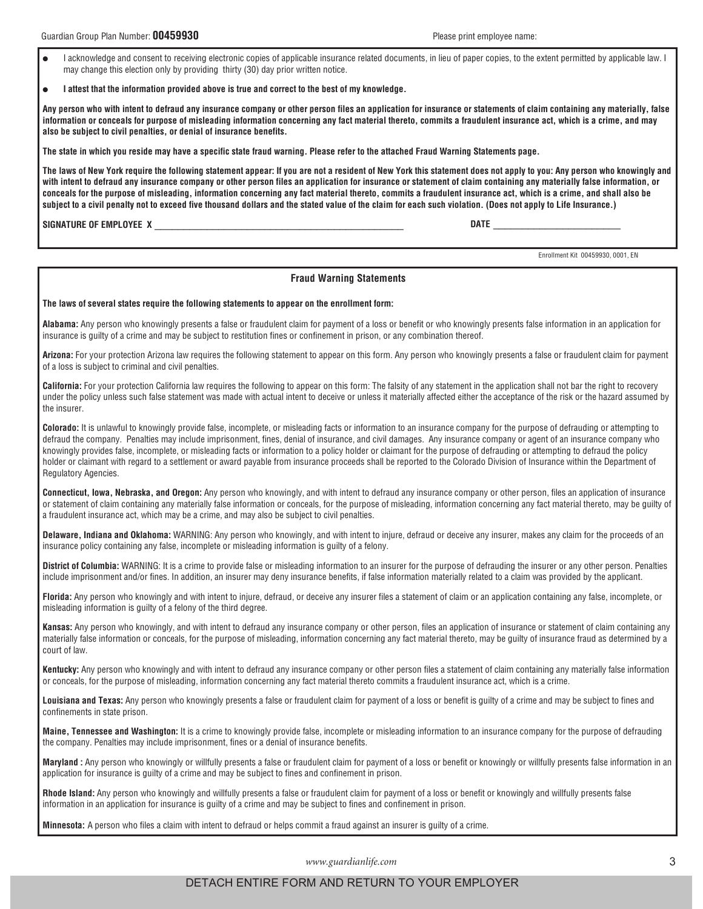Guardian Group Plan Number: **00459930**

Please print employee name:

- I acknowledge and consent to receiving electronic copies of applicable insurance related documents, in lieu of paper copies, to the extent permitted by applicable law. I may change this election only by providing thirty (30) day prior written notice.
- **I attest that the information provided above is true and correct to the best of my knowledge.**

**Any person who with intent to defraud any insurance company or other person files an application for insurance or statements of claim containing any materially, false information or conceals for purpose of misleading information concerning any fact material thereto, commits a fraudulent insurance act, which is a crime, and may also be subject to civil penalties, or denial of insurance benefits.**

**The state in which you reside may have a specific state fraud warning. Please refer to the attached Fraud Warning Statements page.**

**The laws of New York require the following statement appear: If you are not a resident of New York this statement does not apply to you: Any person who knowingly and with intent to defraud any insurance company or other person files an application for insurance or statement of claim containing any materially false information, or conceals for the purpose of misleading, information concerning any fact material thereto, commits a fraudulent insurance act, which is a crime, and shall also be subject to a civil penalty not to exceed five thousand dollars and the stated value of the claim for each such violation. (Does not apply to Life Insurance.)**

**SIGNATURE OF EMPLOYEE X** ______________________________ **DATE** ____________________

Enrollment Kit 00459930, 0001, EN

## Fraud Warning Statements

**The laws of several states require the following statements to appear on the enrollment form:**

**Alabama:** Any person who knowingly presents a false or fraudulent claim for payment of a loss or benefit or who knowingly presents false information in an application for insurance is guilty of a crime and may be subject to restitution fines or confinement in prison, or any combination thereof.

**Arizona:** For your protection Arizona law requires the following statement to appear on this form. Any person who knowingly presents a false or fraudulent claim for payment of a loss is subject to criminal and civil penalties.

**California:** For your protection California law requires the following to appear on this form: The falsity of any statement in the application shall not bar the right to recovery under the policy unless such false statement was made with actual intent to deceive or unless it materially affected either the acceptance of the risk or the hazard assumed by the insurer.

**Colorado:** It is unlawful to knowingly provide false, incomplete, or misleading facts or information to an insurance company for the purpose of defrauding or attempting to defraud the company. Penalties may include imprisonment, fines, denial of insurance, and civil damages. Any insurance company or agent of an insurance company who knowingly provides false, incomplete, or misleading facts or information to a policy holder or claimant for the purpose of defrauding or attempting to defraud the policy holder or claimant with regard to a settlement or award payable from insurance proceeds shall be reported to the Colorado Division of Insurance within the Department of Regulatory Agencies.

**Connecticut, Iowa, Nebraska, and Oregon:** Any person who knowingly, and with intent to defraud any insurance company or other person, files an application of insurance or statement of claim containing any materially false information or conceals, for the purpose of misleading, information concerning any fact material thereto, may be guilty of a fraudulent insurance act, which may be a crime, and may also be subject to civil penalties.

**Delaware, Indiana and Oklahoma:** WARNING: Any person who knowingly, and with intent to injure, defraud or deceive any insurer, makes any claim for the proceeds of an insurance policy containing any false, incomplete or misleading information is guilty of a felony.

**District of Columbia:** WARNING: It is a crime to provide false or misleading information to an insurer for the purpose of defrauding the insurer or any other person. Penalties include imprisonment and/or fines. In addition, an insurer may deny insurance benefits, if false information materially related to a claim was provided by the applicant.

**Florida:** Any person who knowingly and with intent to injure, defraud, or deceive any insurer files a statement of claim or an application containing any false, incomplete, or misleading information is guilty of a felony of the third degree.

**Kansas:** Any person who knowingly, and with intent to defraud any insurance company or other person, files an application of insurance or statement of claim containing any materially false information or conceals, for the purpose of misleading, information concerning any fact material thereto, may be guilty of insurance fraud as determined by a court of law.

**Kentucky:** Any person who knowingly and with intent to defraud any insurance company or other person files a statement of claim containing any materially false information or conceals, for the purpose of misleading, information concerning any fact material thereto commits a fraudulent insurance act, which is a crime.

**Louisiana and Texas:** Any person who knowingly presents a false or fraudulent claim for payment of a loss or benefit is guilty of a crime and may be subject to fines and confinements in state prison.

**Maine, Tennessee and Washington:** It is a crime to knowingly provide false, incomplete or misleading information to an insurance company for the purpose of defrauding the company. Penalties may include imprisonment, fines or a denial of insurance benefits.

**Maryland :** Any person who knowingly or willfully presents a false or fraudulent claim for payment of a loss or benefit or knowingly or willfully presents false information in an application for insurance is guilty of a crime and may be subject to fines and confinement in prison.

**Rhode Island:** Any person who knowingly and willfully presents a false or fraudulent claim for payment of a loss or benefit or knowingly and willfully presents false information in an application for insurance is guilty of a crime and may be subject to fines and confinement in prison.

**Minnesota:** A person who files a claim with intent to defraud or helps commit a fraud against an insurer is guilty of a crime.

*www.guardianlife.com*

DETACH ENTIRE FORM AND RETURN TO YOUR EMPLOYER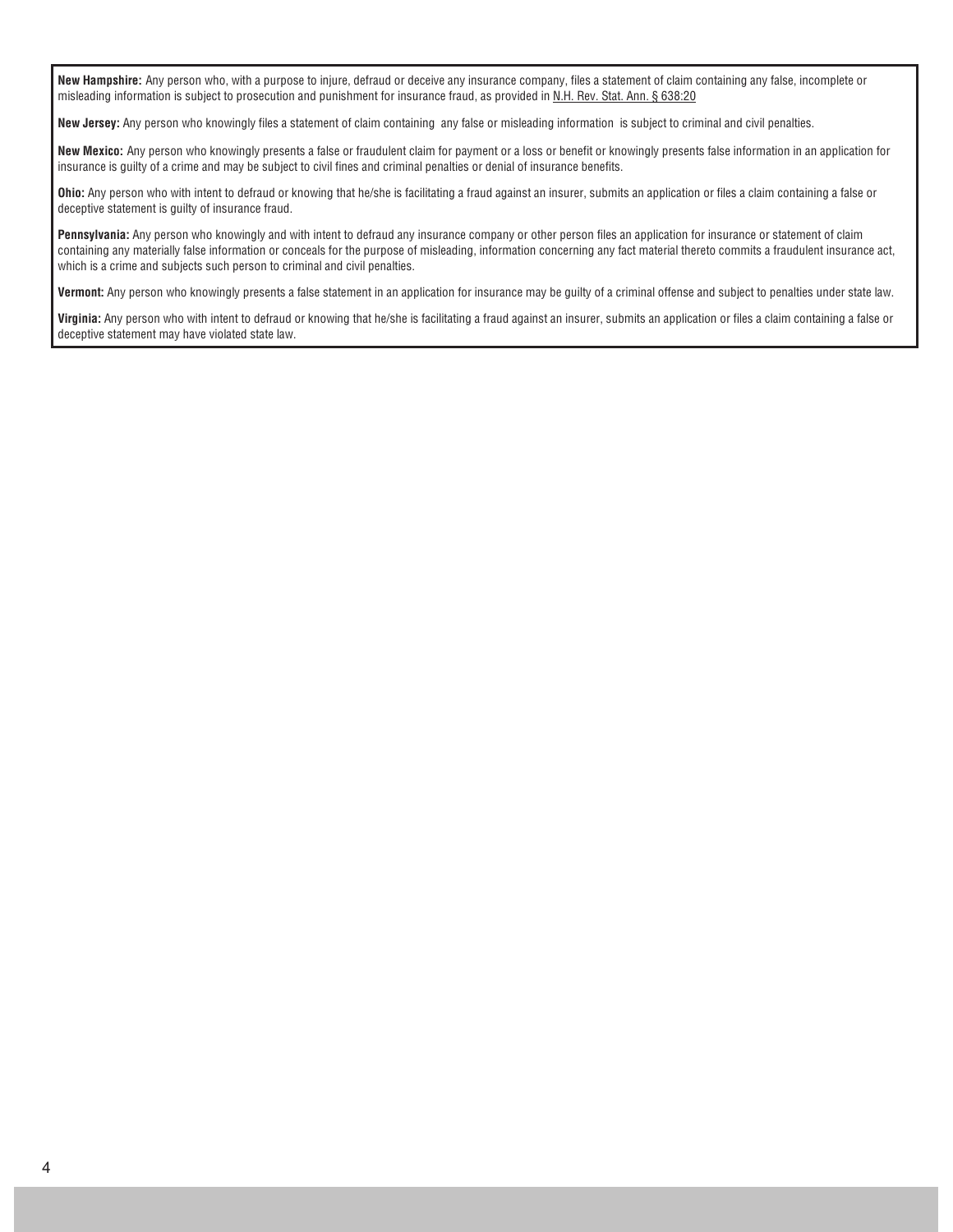**New Hampshire:** Any person who, with a purpose to injure, defraud or deceive any insurance company, files a statement of claim containing any false, incomplete or misleading information is subject to prosecution and punishment for insurance fraud, as provided in N.H. Rev. Stat. Ann. § 638:20

**New Jersey:** Any person who knowingly files a statement of claim containing any false or misleading information is subject to criminal and civil penalties.

**New Mexico:** Any person who knowingly presents a false or fraudulent claim for payment or a loss or benefit or knowingly presents false information in an application for insurance is guilty of a crime and may be subject to civil fines and criminal penalties or denial of insurance benefits.

**Ohio:** Any person who with intent to defraud or knowing that he/she is facilitating a fraud against an insurer, submits an application or files a claim containing a false or deceptive statement is guilty of insurance fraud.

**Pennsylvania:** Any person who knowingly and with intent to defraud any insurance company or other person files an application for insurance or statement of claim containing any materially false information or conceals for the purpose of misleading, information concerning any fact material thereto commits a fraudulent insurance act, which is a crime and subjects such person to criminal and civil penalties.

**Vermont:** Any person who knowingly presents a false statement in an application for insurance may be guilty of a criminal offense and subject to penalties under state law.

**Virginia:** Any person who with intent to defraud or knowing that he/she is facilitating a fraud against an insurer, submits an application or files a claim containing a false or deceptive statement may have violated state law.